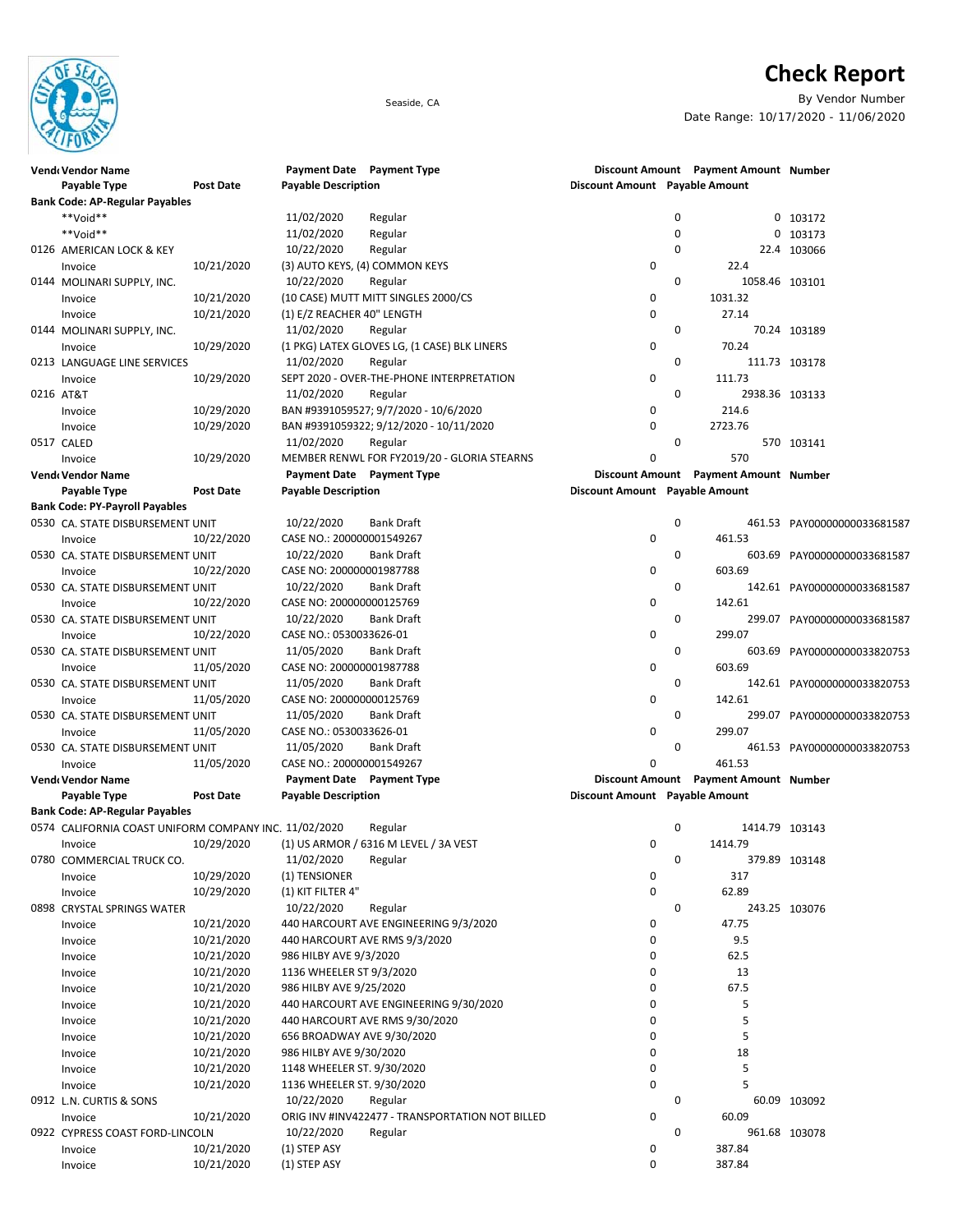# Check Report

Seaside, CA

By Vendor Number

Date Range: 10/17/2020 - 11/06/2020

| Vendor | Vendor Name | Payment Date | Payment Type | Discount Amount | Payment Amount | Number |
|---|---|---|---|---|---|---|
| | Payable Type | Post Date | Payable Description | Discount Amount | Payable Amount | |
| **Bank Code: AP-Regular Payables** | | | | | | |
| | **Void** | 11/02/2020 | Regular | 0 | 0 | 103172 |
| | **Void** | 11/02/2020 | Regular | 0 | 0 | 103173 |
| 0126 | AMERICAN LOCK & KEY | 10/22/2020 | Regular | 0 | 22.4 | 103066 |
| | Invoice | 10/21/2020 | (3) AUTO KEYS, (4) COMMON KEYS | 0 | 22.4 | |
| 0144 | MOLINARI SUPPLY, INC. | 10/22/2020 | Regular | 0 | 1058.46 | 103101 |
| | Invoice | 10/21/2020 | (10 CASE) MUTT MITT SINGLES 2000/CS | 0 | 1031.32 | |
| | Invoice | 10/21/2020 | (1) E/Z REACHER 40" LENGTH | 0 | 27.14 | |
| 0144 | MOLINARI SUPPLY, INC. | 11/02/2020 | Regular | 0 | 70.24 | 103189 |
| | Invoice | 10/29/2020 | (1 PKG) LATEX GLOVES LG, (1 CASE) BLK LINERS | 0 | 70.24 | |
| 0213 | LANGUAGE LINE SERVICES | 11/02/2020 | Regular | 0 | 111.73 | 103178 |
| | Invoice | 10/29/2020 | SEPT 2020 - OVER-THE-PHONE INTERPRETATION | 0 | 111.73 | |
| 0216 | AT&T | 11/02/2020 | Regular | 0 | 2938.36 | 103133 |
| | Invoice | 10/29/2020 | BAN #9391059527; 9/7/2020 - 10/6/2020 | 0 | 214.6 | |
| | Invoice | 10/29/2020 | BAN #9391059322; 9/12/2020 - 10/11/2020 | 0 | 2723.76 | |
| 0517 | CALED | 11/02/2020 | Regular | 0 | 570 | 103141 |
| | Invoice | 10/29/2020 | MEMBER RENWL FOR FY2019/20 - GLORIA STEARNS | 0 | 570 | |

| Vendor | Vendor Name | Payment Date | Payment Type | Discount Amount | Payment Amount | Number |
|---|---|---|---|---|---|---|
| | Payable Type | Post Date | Payable Description | Discount Amount | Payable Amount | |
| **Bank Code: PY-Payroll Payables** | | | | | | |
| 0530 | CA. STATE DISBURSEMENT UNIT | 10/22/2020 | Bank Draft | 0 | 461.53 | PAY00000000033681587 |
| | Invoice | 10/22/2020 | CASE NO.: 200000001549267 | 0 | 461.53 | |
| 0530 | CA. STATE DISBURSEMENT UNIT | 10/22/2020 | Bank Draft | 0 | 603.69 | PAY00000000033681587 |
| | Invoice | 10/22/2020 | CASE NO: 200000001987788 | 0 | 603.69 | |
| 0530 | CA. STATE DISBURSEMENT UNIT | 10/22/2020 | Bank Draft | 0 | 142.61 | PAY00000000033681587 |
| | Invoice | 10/22/2020 | CASE NO: 200000000125769 | 0 | 142.61 | |
| 0530 | CA. STATE DISBURSEMENT UNIT | 10/22/2020 | Bank Draft | 0 | 299.07 | PAY00000000033681587 |
| | Invoice | 10/22/2020 | CASE NO.: 0530033626-01 | 0 | 299.07 | |
| 0530 | CA. STATE DISBURSEMENT UNIT | 11/05/2020 | Bank Draft | 0 | 603.69 | PAY00000000033820753 |
| | Invoice | 11/05/2020 | CASE NO: 200000001987788 | 0 | 603.69 | |
| 0530 | CA. STATE DISBURSEMENT UNIT | 11/05/2020 | Bank Draft | 0 | 142.61 | PAY00000000033820753 |
| | Invoice | 11/05/2020 | CASE NO: 200000000125769 | 0 | 142.61 | |
| 0530 | CA. STATE DISBURSEMENT UNIT | 11/05/2020 | Bank Draft | 0 | 299.07 | PAY00000000033820753 |
| | Invoice | 11/05/2020 | CASE NO.: 0530033626-01 | 0 | 299.07 | |
| 0530 | CA. STATE DISBURSEMENT UNIT | 11/05/2020 | Bank Draft | 0 | 461.53 | PAY00000000033820753 |
| | Invoice | 11/05/2020 | CASE NO.: 200000001549267 | 0 | 461.53 | |

| Vendor | Vendor Name | Payment Date | Payment Type | Discount Amount | Payment Amount | Number |
|---|---|---|---|---|---|---|
| | Payable Type | Post Date | Payable Description | Discount Amount | Payable Amount | |
| **Bank Code: AP-Regular Payables** | | | | | | |
| 0574 | CALIFORNIA COAST UNIFORM COMPANY INC. | 11/02/2020 | Regular | 0 | 1414.79 | 103143 |
| | Invoice | 10/29/2020 | (1) US ARMOR / 6316 M LEVEL / 3A VEST | 0 | 1414.79 | |
| 0780 | COMMERCIAL TRUCK CO. | 11/02/2020 | Regular | 0 | 379.89 | 103148 |
| | Invoice | 10/29/2020 | (1) TENSIONER | 0 | 317 | |
| | Invoice | 10/29/2020 | (1) KIT FILTER 4" | 0 | 62.89 | |
| 0898 | CRYSTAL SPRINGS WATER | 10/22/2020 | Regular | 0 | 243.25 | 103076 |
| | Invoice | 10/21/2020 | 440 HARCOURT AVE ENGINEERING 9/3/2020 | 0 | 47.75 | |
| | Invoice | 10/21/2020 | 440 HARCOURT AVE RMS 9/3/2020 | 0 | 9.5 | |
| | Invoice | 10/21/2020 | 986 HILBY AVE 9/3/2020 | 0 | 62.5 | |
| | Invoice | 10/21/2020 | 1136 WHEELER ST 9/3/2020 | 0 | 13 | |
| | Invoice | 10/21/2020 | 986 HILBY AVE 9/25/2020 | 0 | 67.5 | |
| | Invoice | 10/21/2020 | 440 HARCOURT AVE ENGINEERING 9/30/2020 | 0 | 5 | |
| | Invoice | 10/21/2020 | 440 HARCOURT AVE RMS 9/30/2020 | 0 | 5 | |
| | Invoice | 10/21/2020 | 656 BROADWAY AVE 9/30/2020 | 0 | 5 | |
| | Invoice | 10/21/2020 | 986 HILBY AVE 9/30/2020 | 0 | 18 | |
| | Invoice | 10/21/2020 | 1148 WHEELER ST. 9/30/2020 | 0 | 5 | |
| | Invoice | 10/21/2020 | 1136 WHEELER ST. 9/30/2020 | 0 | 5 | |
| 0912 | L.N. CURTIS & SONS | 10/22/2020 | Regular | 0 | 60.09 | 103092 |
| | Invoice | 10/21/2020 | ORIG INV #INV422477 - TRANSPORTATION NOT BILLED | 0 | 60.09 | |
| 0922 | CYPRESS COAST FORD-LINCOLN | 10/22/2020 | Regular | 0 | 961.68 | 103078 |
| | Invoice | 10/21/2020 | (1) STEP ASY | 0 | 387.84 | |
| | Invoice | 10/21/2020 | (1) STEP ASY | 0 | 387.84 | |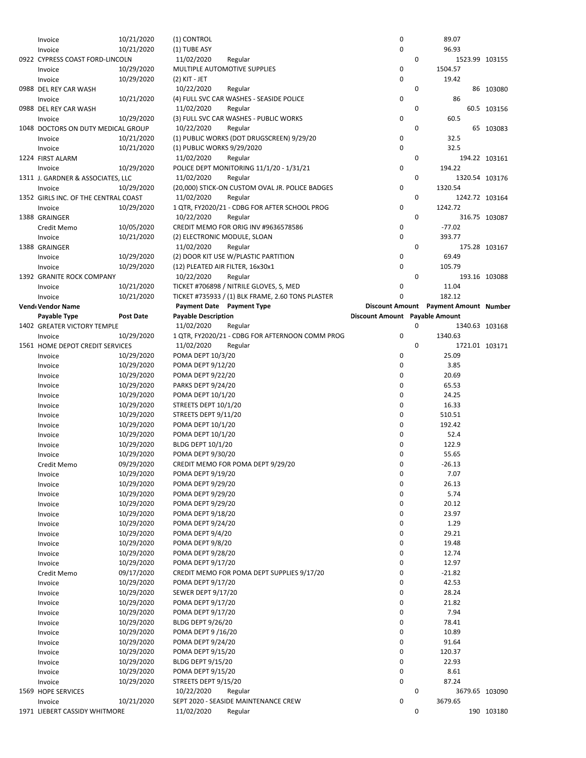| Vendor | Vendor Name | Post Date | Payment Date | Payment Type | Discount Amount | Payment Amount | Number |
|---|---|---|---|---|---|---|---|
| | **Payable Type** | | **Payable Description** | | **Discount Amount** | **Payable Amount** | |
| | Invoice | 10/21/2020 | (1) CONTROL | | 0 | 89.07 | |
| | Invoice | 10/21/2020 | (1) TUBE ASY | | 0 | 96.93 | |
| 0922 | CYPRESS COAST FORD-LINCOLN | | 11/02/2020 | Regular | 0 | 1523.99 | 103155 |
| | Invoice | 10/29/2020 | MULTIPLE AUTOMOTIVE SUPPLIES | | 0 | 1504.57 | |
| | Invoice | 10/29/2020 | (2) KIT - JET | | 0 | 19.42 | |
| 0988 | DEL REY CAR WASH | | 10/22/2020 | Regular | 0 | 86 | 103080 |
| | Invoice | 10/21/2020 | (4) FULL SVC CAR WASHES - SEASIDE POLICE | | 0 | 86 | |
| 0988 | DEL REY CAR WASH | | 11/02/2020 | Regular | 0 | 60.5 | 103156 |
| | Invoice | 10/29/2020 | (3) FULL SVC CAR WASHES - PUBLIC WORKS | | 0 | 60.5 | |
| 1048 | DOCTORS ON DUTY MEDICAL GROUP | | 10/22/2020 | Regular | 0 | 65 | 103083 |
| | Invoice | 10/21/2020 | (1) PUBLIC WORKS (DOT DRUGSCREEN) 9/29/20 | | 0 | 32.5 | |
| | Invoice | 10/21/2020 | (1) PUBLIC WORKS 9/29/2020 | | 0 | 32.5 | |
| 1224 | FIRST ALARM | | 11/02/2020 | Regular | 0 | 194.22 | 103161 |
| | Invoice | 10/29/2020 | POLICE DEPT MONITORING 11/1/20 - 1/31/21 | | 0 | 194.22 | |
| 1311 | J. GARDNER & ASSOCIATES, LLC | | 11/02/2020 | Regular | 0 | 1320.54 | 103176 |
| | Invoice | 10/29/2020 | (20,000) STICK-ON CUSTOM OVAL JR. POLICE BADGES | | 0 | 1320.54 | |
| 1352 | GIRLS INC. OF THE CENTRAL COAST | | 11/02/2020 | Regular | 0 | 1242.72 | 103164 |
| | Invoice | 10/29/2020 | 1 QTR, FY2020/21 - CDBG FOR AFTER SCHOOL PROG | | 0 | 1242.72 | |
| 1388 | GRAINGER | | 10/22/2020 | Regular | 0 | 316.75 | 103087 |
| | Credit Memo | 10/05/2020 | CREDIT MEMO FOR ORIG INV #9636578586 | | 0 | -77.02 | |
| | Invoice | 10/21/2020 | (2) ELECTRONIC MODULE, SLOAN | | 0 | 393.77 | |
| 1388 | GRAINGER | | 11/02/2020 | Regular | 0 | 175.28 | 103167 |
| | Invoice | 10/29/2020 | (2) DOOR KIT USE W/PLASTIC PARTITION | | 0 | 69.49 | |
| | Invoice | 10/29/2020 | (12) PLEATED AIR FILTER, 16x30x1 | | 0 | 105.79 | |
| 1392 | GRANITE ROCK COMPANY | | 10/22/2020 | Regular | 0 | 193.16 | 103088 |
| | Invoice | 10/21/2020 | TICKET #706898 / NITRILE GLOVES, S, MED | | 0 | 11.04 | |
| | Invoice | 10/21/2020 | TICKET #735933 / (1) BLK FRAME, 2.60 TONS PLASTER | | 0 | 182.12 | |
| 1402 | GREATER VICTORY TEMPLE | | 11/02/2020 | Regular | 0 | 1340.63 | 103168 |
| | Invoice | 10/29/2020 | 1 QTR, FY2020/21 - CDBG FOR AFTERNOON COMM PROG | | 0 | 1340.63 | |
| 1561 | HOME DEPOT CREDIT SERVICES | | 11/02/2020 | Regular | 0 | 1721.01 | 103171 |
| | Invoice | 10/29/2020 | POMA DEPT 10/3/20 | | 0 | 25.09 | |
| | Invoice | 10/29/2020 | POMA DEPT 9/12/20 | | 0 | 3.85 | |
| | Invoice | 10/29/2020 | POMA DEPT 9/22/20 | | 0 | 20.69 | |
| | Invoice | 10/29/2020 | PARKS DEPT 9/24/20 | | 0 | 65.53 | |
| | Invoice | 10/29/2020 | POMA DEPT 10/1/20 | | 0 | 24.25 | |
| | Invoice | 10/29/2020 | STREETS DEPT 10/1/20 | | 0 | 16.33 | |
| | Invoice | 10/29/2020 | STREETS DEPT 9/11/20 | | 0 | 510.51 | |
| | Invoice | 10/29/2020 | POMA DEPT 10/1/20 | | 0 | 192.42 | |
| | Invoice | 10/29/2020 | POMA DEPT 10/1/20 | | 0 | 52.4 | |
| | Invoice | 10/29/2020 | BLDG DEPT 10/1/20 | | 0 | 122.9 | |
| | Invoice | 10/29/2020 | POMA DEPT 9/30/20 | | 0 | 55.65 | |
| | Credit Memo | 09/29/2020 | CREDIT MEMO FOR POMA DEPT 9/29/20 | | 0 | -26.13 | |
| | Invoice | 10/29/2020 | POMA DEPT 9/19/20 | | 0 | 7.07 | |
| | Invoice | 10/29/2020 | POMA DEPT 9/29/20 | | 0 | 26.13 | |
| | Invoice | 10/29/2020 | POMA DEPT 9/29/20 | | 0 | 5.74 | |
| | Invoice | 10/29/2020 | POMA DEPT 9/29/20 | | 0 | 20.12 | |
| | Invoice | 10/29/2020 | POMA DEPT 9/18/20 | | 0 | 23.97 | |
| | Invoice | 10/29/2020 | POMA DEPT 9/24/20 | | 0 | 1.29 | |
| | Invoice | 10/29/2020 | POMA DEPT 9/4/20 | | 0 | 29.21 | |
| | Invoice | 10/29/2020 | POMA DEPT 9/8/20 | | 0 | 19.48 | |
| | Invoice | 10/29/2020 | POMA DEPT 9/28/20 | | 0 | 12.74 | |
| | Invoice | 10/29/2020 | POMA DEPT 9/17/20 | | 0 | 12.97 | |
| | Credit Memo | 09/17/2020 | CREDIT MEMO FOR POMA DEPT SUPPLIES 9/17/20 | | 0 | -21.82 | |
| | Invoice | 10/29/2020 | POMA DEPT 9/17/20 | | 0 | 42.53 | |
| | Invoice | 10/29/2020 | SEWER DEPT 9/17/20 | | 0 | 28.24 | |
| | Invoice | 10/29/2020 | POMA DEPT 9/17/20 | | 0 | 21.82 | |
| | Invoice | 10/29/2020 | POMA DEPT 9/17/20 | | 0 | 7.94 | |
| | Invoice | 10/29/2020 | BLDG DEPT 9/26/20 | | 0 | 78.41 | |
| | Invoice | 10/29/2020 | POMA DEPT 9 /16/20 | | 0 | 10.89 | |
| | Invoice | 10/29/2020 | POMA DEPT 9/24/20 | | 0 | 91.64 | |
| | Invoice | 10/29/2020 | POMA DEPT 9/15/20 | | 0 | 120.37 | |
| | Invoice | 10/29/2020 | BLDG DEPT 9/15/20 | | 0 | 22.93 | |
| | Invoice | 10/29/2020 | POMA DEPT 9/15/20 | | 0 | 8.61 | |
| | Invoice | 10/29/2020 | STREETS DEPT 9/15/20 | | 0 | 87.24 | |
| 1569 | HOPE SERVICES | | 10/22/2020 | Regular | 0 | 3679.65 | 103090 |
| | Invoice | 10/21/2020 | SEPT 2020 - SEASIDE MAINTENANCE CREW | | 0 | 3679.65 | |
| 1971 | LIEBERT CASSIDY WHITMORE | | 11/02/2020 | Regular | 0 | 190 | 103180 |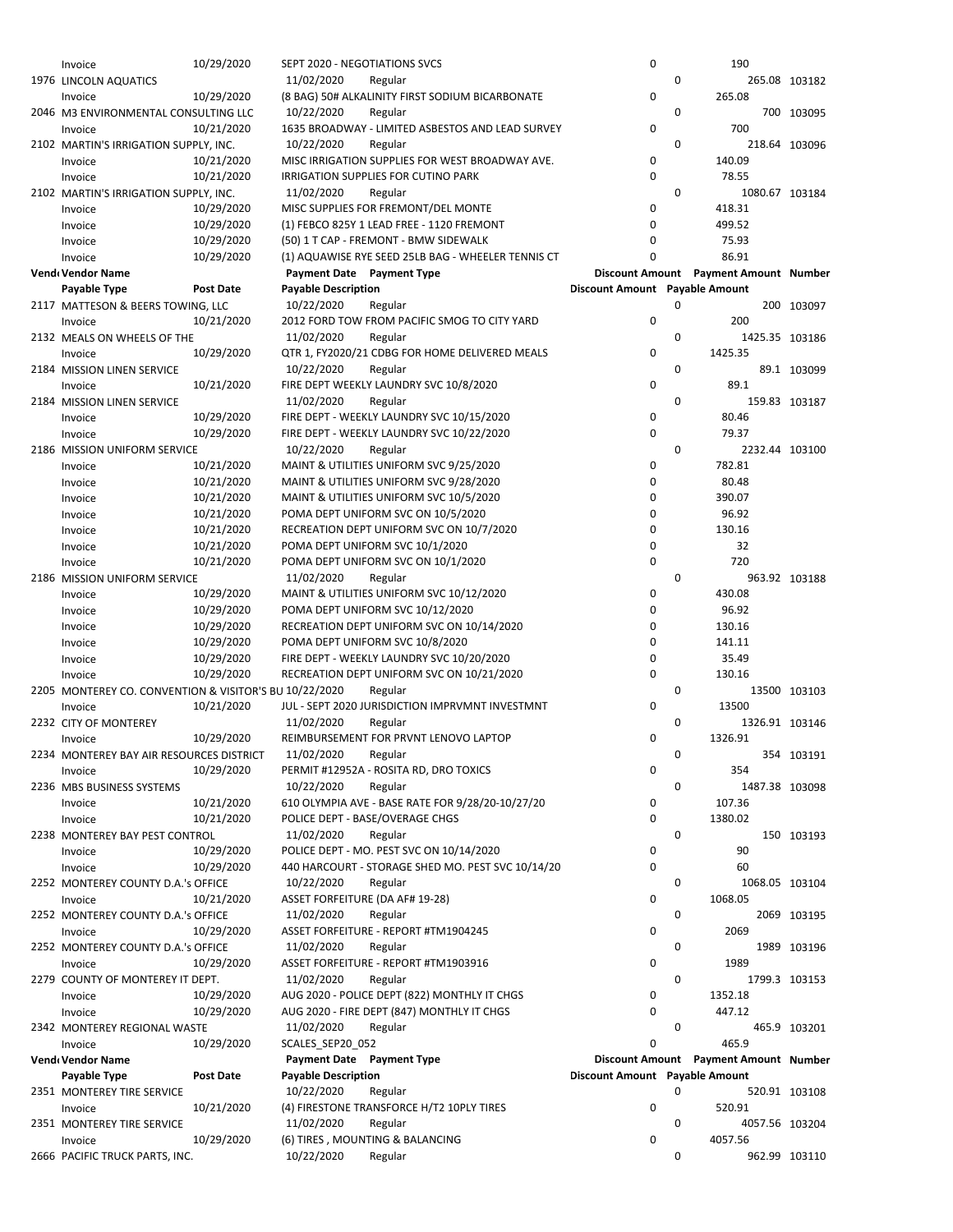| Vend Vendor Name | | Payment Date | Payment Type | Discount Amount | Payment Amount | Number |
|---|---|---|---|---|---|---|
| Payable Type | Post Date | Payable Description | | Discount Amount | Payable Amount | |
| Invoice | 10/29/2020 | SEPT 2020 - NEGOTIATIONS SVCS | | 0 | 190 | |
| 1976 LINCOLN AQUATICS | | 11/02/2020 | Regular | 0 | 265.08 | 103182 |
| Invoice | 10/29/2020 | (8 BAG) 50# ALKALINITY FIRST SODIUM BICARBONATE | | 0 | 265.08 | |
| 2046 M3 ENVIRONMENTAL CONSULTING LLC | | 10/22/2020 | Regular | 0 | 700 | 103095 |
| Invoice | 10/21/2020 | 1635 BROADWAY - LIMITED ASBESTOS AND LEAD SURVEY | | 0 | 700 | |
| 2102 MARTIN'S IRRIGATION SUPPLY, INC. | | 10/22/2020 | Regular | 0 | 218.64 | 103096 |
| Invoice | 10/21/2020 | MISC IRRIGATION SUPPLIES FOR WEST BROADWAY AVE. | | 0 | 140.09 | |
| Invoice | 10/21/2020 | IRRIGATION SUPPLIES FOR CUTINO PARK | | 0 | 78.55 | |
| 2102 MARTIN'S IRRIGATION SUPPLY, INC. | | 11/02/2020 | Regular | 0 | 1080.67 | 103184 |
| Invoice | 10/29/2020 | MISC SUPPLIES FOR FREMONT/DEL MONTE | | 0 | 418.31 | |
| Invoice | 10/29/2020 | (1) FEBCO 825Y 1 LEAD FREE - 1120 FREMONT | | 0 | 499.52 | |
| Invoice | 10/29/2020 | (50) 1 T CAP - FREMONT - BMW SIDEWALK | | 0 | 75.93 | |
| Invoice | 10/29/2020 | (1) AQUAWISE RYE SEED 25LB BAG - WHEELER TENNIS CT | | 0 | 86.91 | |
| 2117 MATTESON & BEERS TOWING, LLC | | 10/22/2020 | Regular | 0 | 200 | 103097 |
| Invoice | 10/21/2020 | 2012 FORD TOW FROM PACIFIC SMOG TO CITY YARD | | 0 | 200 | |
| 2132 MEALS ON WHEELS OF THE | | 11/02/2020 | Regular | 0 | 1425.35 | 103186 |
| Invoice | 10/29/2020 | QTR 1, FY2020/21 CDBG FOR HOME DELIVERED MEALS | | 0 | 1425.35 | |
| 2184 MISSION LINEN SERVICE | | 10/22/2020 | Regular | 0 | 89.1 | 103099 |
| Invoice | 10/21/2020 | FIRE DEPT WEEKLY LAUNDRY SVC 10/8/2020 | | 0 | 89.1 | |
| 2184 MISSION LINEN SERVICE | | 11/02/2020 | Regular | 0 | 159.83 | 103187 |
| Invoice | 10/29/2020 | FIRE DEPT - WEEKLY LAUNDRY SVC 10/15/2020 | | 0 | 80.46 | |
| Invoice | 10/29/2020 | FIRE DEPT - WEEKLY LAUNDRY SVC 10/22/2020 | | 0 | 79.37 | |
| 2186 MISSION UNIFORM SERVICE | | 10/22/2020 | Regular | 0 | 2232.44 | 103100 |
| Invoice | 10/21/2020 | MAINT & UTILITIES UNIFORM SVC 9/25/2020 | | 0 | 782.81 | |
| Invoice | 10/21/2020 | MAINT & UTILITIES UNIFORM SVC 9/28/2020 | | 0 | 80.48 | |
| Invoice | 10/21/2020 | MAINT & UTILITIES UNIFORM SVC 10/5/2020 | | 0 | 390.07 | |
| Invoice | 10/21/2020 | POMA DEPT UNIFORM SVC ON 10/5/2020 | | 0 | 96.92 | |
| Invoice | 10/21/2020 | RECREATION DEPT UNIFORM SVC ON 10/7/2020 | | 0 | 130.16 | |
| Invoice | 10/21/2020 | POMA DEPT UNIFORM SVC 10/1/2020 | | 0 | 32 | |
| Invoice | 10/21/2020 | POMA DEPT UNIFORM SVC ON 10/1/2020 | | 0 | 720 | |
| 2186 MISSION UNIFORM SERVICE | | 11/02/2020 | Regular | 0 | 963.92 | 103188 |
| Invoice | 10/29/2020 | MAINT & UTILITIES UNIFORM SVC 10/12/2020 | | 0 | 430.08 | |
| Invoice | 10/29/2020 | POMA DEPT UNIFORM SVC 10/12/2020 | | 0 | 96.92 | |
| Invoice | 10/29/2020 | RECREATION DEPT UNIFORM SVC ON 10/14/2020 | | 0 | 130.16 | |
| Invoice | 10/29/2020 | POMA DEPT UNIFORM SVC 10/8/2020 | | 0 | 141.11 | |
| Invoice | 10/29/2020 | FIRE DEPT - WEEKLY LAUNDRY SVC 10/20/2020 | | 0 | 35.49 | |
| Invoice | 10/29/2020 | RECREATION DEPT UNIFORM SVC ON 10/21/2020 | | 0 | 130.16 | |
| 2205 MONTEREY CO. CONVENTION & VISITOR'S BU | | 10/22/2020 | Regular | 0 | 13500 | 103103 |
| Invoice | 10/21/2020 | JUL - SEPT 2020 JURISDICTION IMPRVMNT INVESTMNT | | 0 | 13500 | |
| 2232 CITY OF MONTEREY | | 11/02/2020 | Regular | 0 | 1326.91 | 103146 |
| Invoice | 10/29/2020 | REIMBURSEMENT FOR PRVNT LENOVO LAPTOP | | 0 | 1326.91 | |
| 2234 MONTEREY BAY AIR RESOURCES DISTRICT | | 11/02/2020 | Regular | 0 | 354 | 103191 |
| Invoice | 10/29/2020 | PERMIT #12952A - ROSITA RD, DRO TOXICS | | 0 | 354 | |
| 2236 MBS BUSINESS SYSTEMS | | 10/22/2020 | Regular | 0 | 1487.38 | 103098 |
| Invoice | 10/21/2020 | 610 OLYMPIA AVE - BASE RATE FOR 9/28/20-10/27/20 | | 0 | 107.36 | |
| Invoice | 10/21/2020 | POLICE DEPT - BASE/OVERAGE CHGS | | 0 | 1380.02 | |
| 2238 MONTEREY BAY PEST CONTROL | | 11/02/2020 | Regular | 0 | 150 | 103193 |
| Invoice | 10/29/2020 | POLICE DEPT - MO. PEST SVC ON 10/14/2020 | | 0 | 90 | |
| Invoice | 10/29/2020 | 440 HARCOURT - STORAGE SHED MO. PEST SVC 10/14/20 | | 0 | 60 | |
| 2252 MONTEREY COUNTY D.A.'s OFFICE | | 10/22/2020 | Regular | 0 | 1068.05 | 103104 |
| Invoice | 10/21/2020 | ASSET FORFEITURE (DA AF# 19-28) | | 0 | 1068.05 | |
| 2252 MONTEREY COUNTY D.A.'s OFFICE | | 11/02/2020 | Regular | 0 | 2069 | 103195 |
| Invoice | 10/29/2020 | ASSET FORFEITURE - REPORT #TM1904245 | | 0 | 2069 | |
| 2252 MONTEREY COUNTY D.A.'s OFFICE | | 11/02/2020 | Regular | 0 | 1989 | 103196 |
| Invoice | 10/29/2020 | ASSET FORFEITURE - REPORT #TM1903916 | | 0 | 1989 | |
| 2279 COUNTY OF MONTEREY IT DEPT. | | 11/02/2020 | Regular | 0 | 1799.3 | 103153 |
| Invoice | 10/29/2020 | AUG 2020 - POLICE DEPT (822) MONTHLY IT CHGS | | 0 | 1352.18 | |
| Invoice | 10/29/2020 | AUG 2020 - FIRE DEPT (847) MONTHLY IT CHGS | | 0 | 447.12 | |
| 2342 MONTEREY REGIONAL WASTE | | 11/02/2020 | Regular | 0 | 465.9 | 103201 |
| Invoice | 10/29/2020 | SCALES_SEP20_052 | | 0 | 465.9 | |
| 2351 MONTEREY TIRE SERVICE | | 10/22/2020 | Regular | 0 | 520.91 | 103108 |
| Invoice | 10/21/2020 | (4) FIRESTONE TRANSFORCE H/T2 10PLY TIRES | | 0 | 520.91 | |
| 2351 MONTEREY TIRE SERVICE | | 11/02/2020 | Regular | 0 | 4057.56 | 103204 |
| Invoice | 10/29/2020 | (6) TIRES , MOUNTING & BALANCING | | 0 | 4057.56 | |
| 2666 PACIFIC TRUCK PARTS, INC. | | 10/22/2020 | Regular | 0 | 962.99 | 103110 |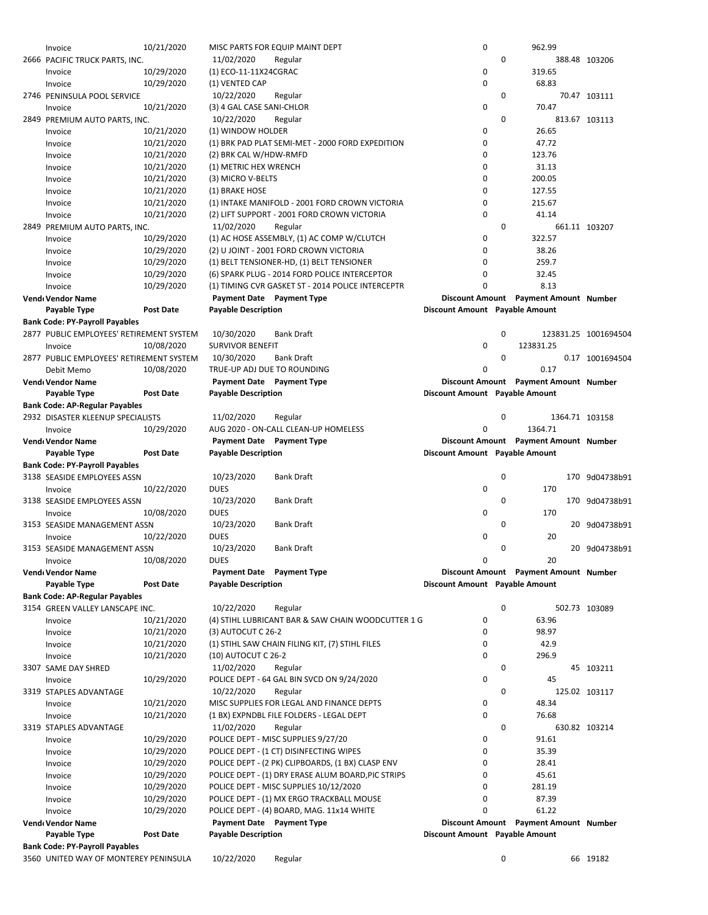| Vendor | Vendor Name | Payment Date | Payment Type | Discount Amount | Payment Amount | Number |
|---|---|---|---|---|---|---|
| | Payable Type | Post Date | Payable Description | Discount Amount | Payable Amount | |
| | Invoice | 10/21/2020 | MISC PARTS FOR EQUIP MAINT DEPT | 0 | 962.99 | |
| 2666 | PACIFIC TRUCK PARTS, INC. | 11/02/2020 | Regular | 0 | 388.48 | 103206 |
| | Invoice | 10/29/2020 | (1) ECO-11-11X24CGRAC | 0 | 319.65 | |
| | Invoice | 10/29/2020 | (1) VENTED CAP | 0 | 68.83 | |
| 2746 | PENINSULA POOL SERVICE | 10/22/2020 | Regular | 0 | 70.47 | 103111 |
| | Invoice | 10/21/2020 | (3) 4 GAL CASE SANI-CHLOR | 0 | 70.47 | |
| 2849 | PREMIUM AUTO PARTS, INC. | 10/22/2020 | Regular | 0 | 813.67 | 103113 |
| | Invoice | 10/21/2020 | (1) WINDOW HOLDER | 0 | 26.65 | |
| | Invoice | 10/21/2020 | (1) BRK PAD PLAT SEMI-MET - 2000 FORD EXPEDITION | 0 | 47.72 | |
| | Invoice | 10/21/2020 | (2) BRK CAL W/HDW-RMFD | 0 | 123.76 | |
| | Invoice | 10/21/2020 | (1) METRIC HEX WRENCH | 0 | 31.13 | |
| | Invoice | 10/21/2020 | (3) MICRO V-BELTS | 0 | 200.05 | |
| | Invoice | 10/21/2020 | (1) BRAKE HOSE | 0 | 127.55 | |
| | Invoice | 10/21/2020 | (1) INTAKE MANIFOLD - 2001 FORD CROWN VICTORIA | 0 | 215.67 | |
| | Invoice | 10/21/2020 | (2) LIFT SUPPORT - 2001 FORD CROWN VICTORIA | 0 | 41.14 | |
| 2849 | PREMIUM AUTO PARTS, INC. | 11/02/2020 | Regular | 0 | 661.11 | 103207 |
| | Invoice | 10/29/2020 | (1) AC HOSE ASSEMBLY, (1) AC COMP W/CLUTCH | 0 | 322.57 | |
| | Invoice | 10/29/2020 | (2) U JOINT - 2001 FORD CROWN VICTORIA | 0 | 38.26 | |
| | Invoice | 10/29/2020 | (1) BELT TENSIONER-HD, (1) BELT TENSIONER | 0 | 259.7 | |
| | Invoice | 10/29/2020 | (6) SPARK PLUG - 2014 FORD POLICE INTERCEPTOR | 0 | 32.45 | |
| | Invoice | 10/29/2020 | (1) TIMING CVR GASKET ST - 2014 POLICE INTERCEPTR | 0 | 8.13 | |

**Bank Code: PY-Payroll Payables**

| Vendor | Vendor Name | Payment Date | Payment Type | Discount Amount | Payment Amount | Number |
|---|---|---|---|---|---|---|
| | Payable Type | Post Date | Payable Description | Discount Amount | Payable Amount | |
| 2877 | PUBLIC EMPLOYEES' RETIREMENT SYSTEM | 10/30/2020 | Bank Draft | 0 | 123831.25 | 1001694504 |
| | Invoice | 10/08/2020 | SURVIVOR BENEFIT | 0 | 123831.25 | |
| 2877 | PUBLIC EMPLOYEES' RETIREMENT SYSTEM | 10/30/2020 | Bank Draft | 0 | 0.17 | 1001694504 |
| | Debit Memo | 10/08/2020 | TRUE-UP ADJ DUE TO ROUNDING | 0 | 0.17 | |

**Bank Code: AP-Regular Payables**

| Vendor | Vendor Name | Payment Date | Payment Type | Discount Amount | Payment Amount | Number |
|---|---|---|---|---|---|---|
| | Payable Type | Post Date | Payable Description | Discount Amount | Payable Amount | |
| 2932 | DISASTER KLEENUP SPECIALISTS | 11/02/2020 | Regular | 0 | 1364.71 | 103158 |
| | Invoice | 10/29/2020 | AUG 2020 - ON-CALL CLEAN-UP HOMELESS | 0 | 1364.71 | |

**Bank Code: PY-Payroll Payables**

| Vendor | Vendor Name | Payment Date | Payment Type | Discount Amount | Payment Amount | Number |
|---|---|---|---|---|---|---|
| | Payable Type | Post Date | Payable Description | Discount Amount | Payable Amount | |
| 3138 | SEASIDE EMPLOYEES ASSN | 10/23/2020 | Bank Draft | 0 | 170 | 9d04738b91 |
| | Invoice | 10/22/2020 | DUES | 0 | 170 | |
| 3138 | SEASIDE EMPLOYEES ASSN | 10/23/2020 | Bank Draft | 0 | 170 | 9d04738b91 |
| | Invoice | 10/08/2020 | DUES | 0 | 170 | |
| 3153 | SEASIDE MANAGEMENT ASSN | 10/23/2020 | Bank Draft | 0 | 20 | 9d04738b91 |
| | Invoice | 10/22/2020 | DUES | 0 | 20 | |
| 3153 | SEASIDE MANAGEMENT ASSN | 10/23/2020 | Bank Draft | 0 | 20 | 9d04738b91 |
| | Invoice | 10/08/2020 | DUES | 0 | 20 | |

**Bank Code: AP-Regular Payables**

| Vendor | Vendor Name | Payment Date | Payment Type | Discount Amount | Payment Amount | Number |
|---|---|---|---|---|---|---|
| | Payable Type | Post Date | Payable Description | Discount Amount | Payable Amount | |
| 3154 | GREEN VALLEY LANSCAPE INC. | 10/22/2020 | Regular | 0 | 502.73 | 103089 |
| | Invoice | 10/21/2020 | (4) STIHL LUBRICANT BAR & SAW CHAIN WOODCUTTER 1 G | 0 | 63.96 | |
| | Invoice | 10/21/2020 | (3) AUTOCUT C 26-2 | 0 | 98.97 | |
| | Invoice | 10/21/2020 | (1) STIHL SAW CHAIN FILING KIT, (7) STIHL FILES | 0 | 42.9 | |
| | Invoice | 10/21/2020 | (10) AUTOCUT C 26-2 | 0 | 296.9 | |
| 3307 | SAME DAY SHRED | 11/02/2020 | Regular | 0 | 45 | 103211 |
| | Invoice | 10/29/2020 | POLICE DEPT - 64 GAL BIN SVCD ON 9/24/2020 | 0 | 45 | |
| 3319 | STAPLES ADVANTAGE | 10/22/2020 | Regular | 0 | 125.02 | 103117 |
| | Invoice | 10/21/2020 | MISC SUPPLIES FOR LEGAL AND FINANCE DEPTS | 0 | 48.34 | |
| | Invoice | 10/21/2020 | (1 BX) EXPNDBL FILE FOLDERS - LEGAL DEPT | 0 | 76.68 | |
| 3319 | STAPLES ADVANTAGE | 11/02/2020 | Regular | 0 | 630.82 | 103214 |
| | Invoice | 10/29/2020 | POLICE DEPT - MISC SUPPLIES 9/27/20 | 0 | 91.61 | |
| | Invoice | 10/29/2020 | POLICE DEPT - (1 CT) DISINFECTING WIPES | 0 | 35.39 | |
| | Invoice | 10/29/2020 | POLICE DEPT - (2 PK) CLIPBOARDS, (1 BX) CLASP ENV | 0 | 28.41 | |
| | Invoice | 10/29/2020 | POLICE DEPT - (1) DRY ERASE ALUM BOARD,PIC STRIPS | 0 | 45.61 | |
| | Invoice | 10/29/2020 | POLICE DEPT - MISC SUPPLIES 10/12/2020 | 0 | 281.19 | |
| | Invoice | 10/29/2020 | POLICE DEPT - (1) MX ERGO TRACKBALL MOUSE | 0 | 87.39 | |
| | Invoice | 10/29/2020 | POLICE DEPT - (4) BOARD, MAG. 11x14 WHITE | 0 | 61.22 | |

**Bank Code: PY-Payroll Payables**

| Vendor | Vendor Name | Payment Date | Payment Type | Discount Amount | Payment Amount | Number |
|---|---|---|---|---|---|---|
| | Payable Type | Post Date | Payable Description | Discount Amount | Payable Amount | |
| 3560 | UNITED WAY OF MONTEREY PENINSULA | 10/22/2020 | Regular | 0 | 66 | 19182 |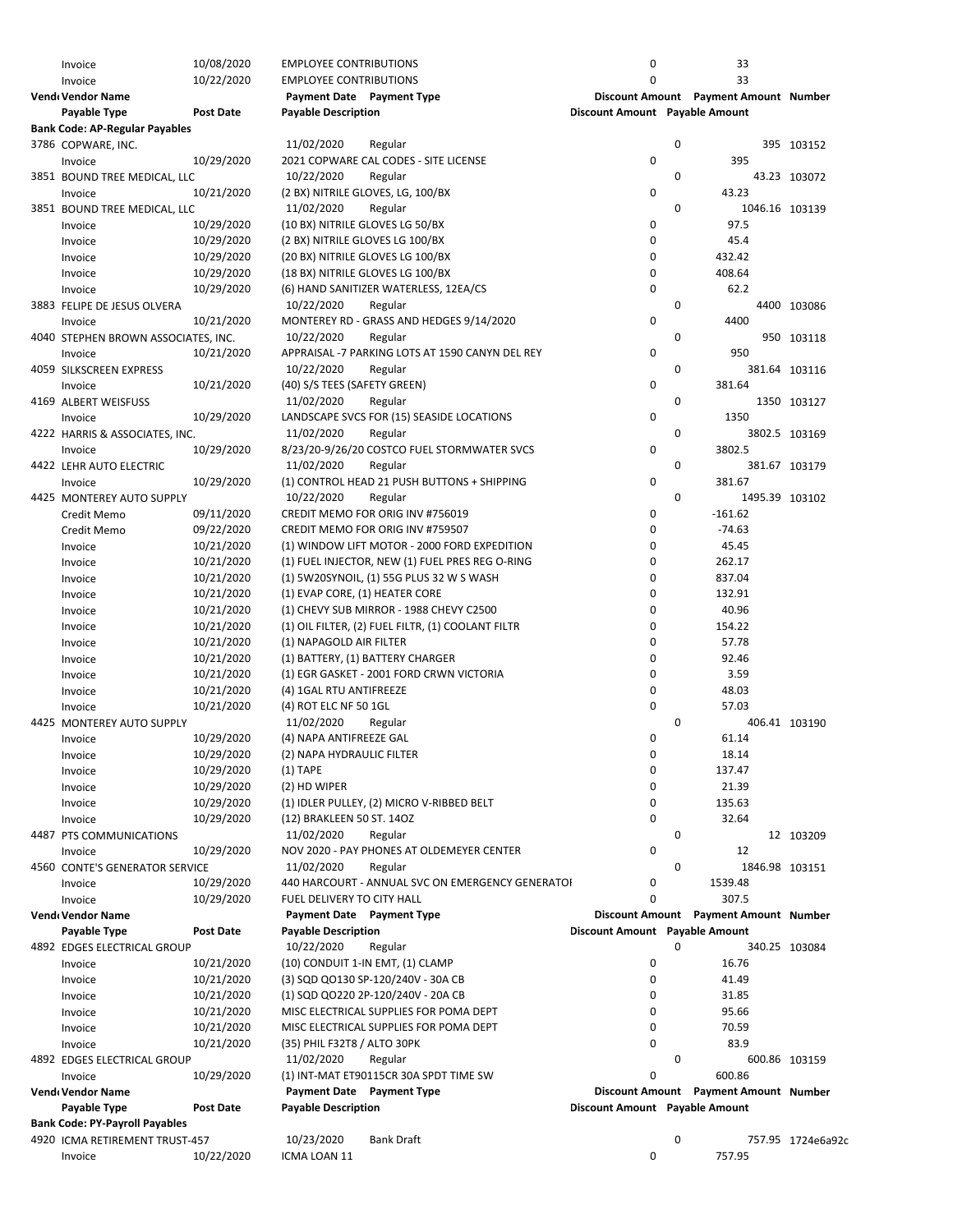| Vendor | Vendor Name | Post Date | Payable Description / Payment Date | Payment Type | Discount Amount | Payment Amount | Number |
|---|---|---|---|---|---|---|---|
| | Invoice | 10/08/2020 | EMPLOYEE CONTRIBUTIONS | | 0 | 33 | |
| | Invoice | 10/22/2020 | EMPLOYEE CONTRIBUTIONS | | 0 | 33 | |

| Vend Vendor Name | | Payment Date | Payment Type | Discount Amount | Payment Amount | Number |
|---|---|---|---|---|---|---|
| **Payable Type** | **Post Date** | **Payable Description** | | **Discount Amount** | **Payable Amount** | |
| **Bank Code: AP-Regular Payables** | | | | | | |
| 3786 COPWARE, INC. | | 11/02/2020 | Regular | 0 | 395 | 103152 |
| Invoice | 10/29/2020 | 2021 COPWARE CAL CODES - SITE LICENSE | | 0 | 395 | |
| 3851 BOUND TREE MEDICAL, LLC | | 10/22/2020 | Regular | 0 | 43.23 | 103072 |
| Invoice | 10/21/2020 | (2 BX) NITRILE GLOVES, LG, 100/BX | | 0 | 43.23 | |
| 3851 BOUND TREE MEDICAL, LLC | | 11/02/2020 | Regular | 0 | 1046.16 | 103139 |
| Invoice | 10/29/2020 | (10 BX) NITRILE GLOVES LG 50/BX | | 0 | 97.5 | |
| Invoice | 10/29/2020 | (2 BX) NITRILE GLOVES LG 100/BX | | 0 | 45.4 | |
| Invoice | 10/29/2020 | (20 BX) NITRILE GLOVES LG 100/BX | | 0 | 432.42 | |
| Invoice | 10/29/2020 | (18 BX) NITRILE GLOVES LG 100/BX | | 0 | 408.64 | |
| Invoice | 10/29/2020 | (6) HAND SANITIZER WATERLESS, 12EA/CS | | 0 | 62.2 | |
| 3883 FELIPE DE JESUS OLVERA | | 10/22/2020 | Regular | 0 | 4400 | 103086 |
| Invoice | 10/21/2020 | MONTEREY RD - GRASS AND HEDGES 9/14/2020 | | 0 | 4400 | |
| 4040 STEPHEN BROWN ASSOCIATES, INC. | | 10/22/2020 | Regular | 0 | 950 | 103118 |
| Invoice | 10/21/2020 | APPRAISAL -7 PARKING LOTS AT 1590 CANYN DEL REY | | 0 | 950 | |
| 4059 SILKSCREEN EXPRESS | | 10/22/2020 | Regular | 0 | 381.64 | 103116 |
| Invoice | 10/21/2020 | (40) S/S TEES (SAFETY GREEN) | | 0 | 381.64 | |
| 4169 ALBERT WEISFUSS | | 11/02/2020 | Regular | 0 | 1350 | 103127 |
| Invoice | 10/29/2020 | LANDSCAPE SVCS FOR (15) SEASIDE LOCATIONS | | 0 | 1350 | |
| 4222 HARRIS & ASSOCIATES, INC. | | 11/02/2020 | Regular | 0 | 3802.5 | 103169 |
| Invoice | 10/29/2020 | 8/23/20-9/26/20 COSTCO FUEL STORMWATER SVCS | | 0 | 3802.5 | |
| 4422 LEHR AUTO ELECTRIC | | 11/02/2020 | Regular | 0 | 381.67 | 103179 |
| Invoice | 10/29/2020 | (1) CONTROL HEAD 21 PUSH BUTTONS + SHIPPING | | 0 | 381.67 | |
| 4425 MONTEREY AUTO SUPPLY | | 10/22/2020 | Regular | 0 | 1495.39 | 103102 |
| Credit Memo | 09/11/2020 | CREDIT MEMO FOR ORIG INV #756019 | | 0 | -161.62 | |
| Credit Memo | 09/22/2020 | CREDIT MEMO FOR ORIG INV #759507 | | 0 | -74.63 | |
| Invoice | 10/21/2020 | (1) WINDOW LIFT MOTOR - 2000 FORD EXPEDITION | | 0 | 45.45 | |
| Invoice | 10/21/2020 | (1) FUEL INJECTOR, NEW (1) FUEL PRES REG O-RING | | 0 | 262.17 | |
| Invoice | 10/21/2020 | (1) 5W20SYNOIL, (1) 55G PLUS 32 W S WASH | | 0 | 837.04 | |
| Invoice | 10/21/2020 | (1) EVAP CORE, (1) HEATER CORE | | 0 | 132.91 | |
| Invoice | 10/21/2020 | (1) CHEVY SUB MIRROR - 1988 CHEVY C2500 | | 0 | 40.96 | |
| Invoice | 10/21/2020 | (1) OIL FILTER, (2) FUEL FILTR, (1) COOLANT FILTR | | 0 | 154.22 | |
| Invoice | 10/21/2020 | (1) NAPAGOLD AIR FILTER | | 0 | 57.78 | |
| Invoice | 10/21/2020 | (1) BATTERY, (1) BATTERY CHARGER | | 0 | 92.46 | |
| Invoice | 10/21/2020 | (1) EGR GASKET - 2001 FORD CRWN VICTORIA | | 0 | 3.59 | |
| Invoice | 10/21/2020 | (4) 1GAL RTU ANTIFREEZE | | 0 | 48.03 | |
| Invoice | 10/21/2020 | (4) ROT ELC NF 50 1GL | | 0 | 57.03 | |
| 4425 MONTEREY AUTO SUPPLY | | 11/02/2020 | Regular | 0 | 406.41 | 103190 |
| Invoice | 10/29/2020 | (4) NAPA ANTIFREEZE GAL | | 0 | 61.14 | |
| Invoice | 10/29/2020 | (2) NAPA HYDRAULIC FILTER | | 0 | 18.14 | |
| Invoice | 10/29/2020 | (1) TAPE | | 0 | 137.47 | |
| Invoice | 10/29/2020 | (2) HD WIPER | | 0 | 21.39 | |
| Invoice | 10/29/2020 | (1) IDLER PULLEY, (2) MICRO V-RIBBED BELT | | 0 | 135.63 | |
| Invoice | 10/29/2020 | (12) BRAKLEEN 50 ST. 14OZ | | 0 | 32.64 | |
| 4487 PTS COMMUNICATIONS | | 11/02/2020 | Regular | 0 | 12 | 103209 |
| Invoice | 10/29/2020 | NOV 2020 - PAY PHONES AT OLDEMEYER CENTER | | 0 | 12 | |
| 4560 CONTE'S GENERATOR SERVICE | | 11/02/2020 | Regular | 0 | 1846.98 | 103151 |
| Invoice | 10/29/2020 | 440 HARCOURT - ANNUAL SVC ON EMERGENCY GENERATOI | | 0 | 1539.48 | |
| Invoice | 10/29/2020 | FUEL DELIVERY TO CITY HALL | | 0 | 307.5 | |

| Vend Vendor Name | | Payment Date | Payment Type | Discount Amount | Payment Amount | Number |
|---|---|---|---|---|---|---|
| **Payable Type** | **Post Date** | **Payable Description** | | **Discount Amount** | **Payable Amount** | |
| 4892 EDGES ELECTRICAL GROUP | | 10/22/2020 | Regular | 0 | 340.25 | 103084 |
| Invoice | 10/21/2020 | (10) CONDUIT 1-IN EMT, (1) CLAMP | | 0 | 16.76 | |
| Invoice | 10/21/2020 | (3) SQD QO130 SP-120/240V - 30A CB | | 0 | 41.49 | |
| Invoice | 10/21/2020 | (1) SQD QO220 2P-120/240V - 20A CB | | 0 | 31.85 | |
| Invoice | 10/21/2020 | MISC ELECTRICAL SUPPLIES FOR POMA DEPT | | 0 | 95.66 | |
| Invoice | 10/21/2020 | MISC ELECTRICAL SUPPLIES FOR POMA DEPT | | 0 | 70.59 | |
| Invoice | 10/21/2020 | (35) PHIL F32T8 / ALTO 30PK | | 0 | 83.9 | |
| 4892 EDGES ELECTRICAL GROUP | | 11/02/2020 | Regular | 0 | 600.86 | 103159 |
| Invoice | 10/29/2020 | (1) INT-MAT ET90115CR 30A SPDT TIME SW | | 0 | 600.86 | |

| Vend Vendor Name | | Payment Date | Payment Type | Discount Amount | Payment Amount | Number |
|---|---|---|---|---|---|---|
| **Payable Type** | **Post Date** | **Payable Description** | | **Discount Amount** | **Payable Amount** | |
| **Bank Code: PY-Payroll Payables** | | | | | | |
| 4920 ICMA RETIREMENT TRUST-457 | | 10/23/2020 | Bank Draft | 0 | 757.95 | 1724e6a92c |
| Invoice | 10/22/2020 | ICMA LOAN 11 | | 0 | 757.95 | |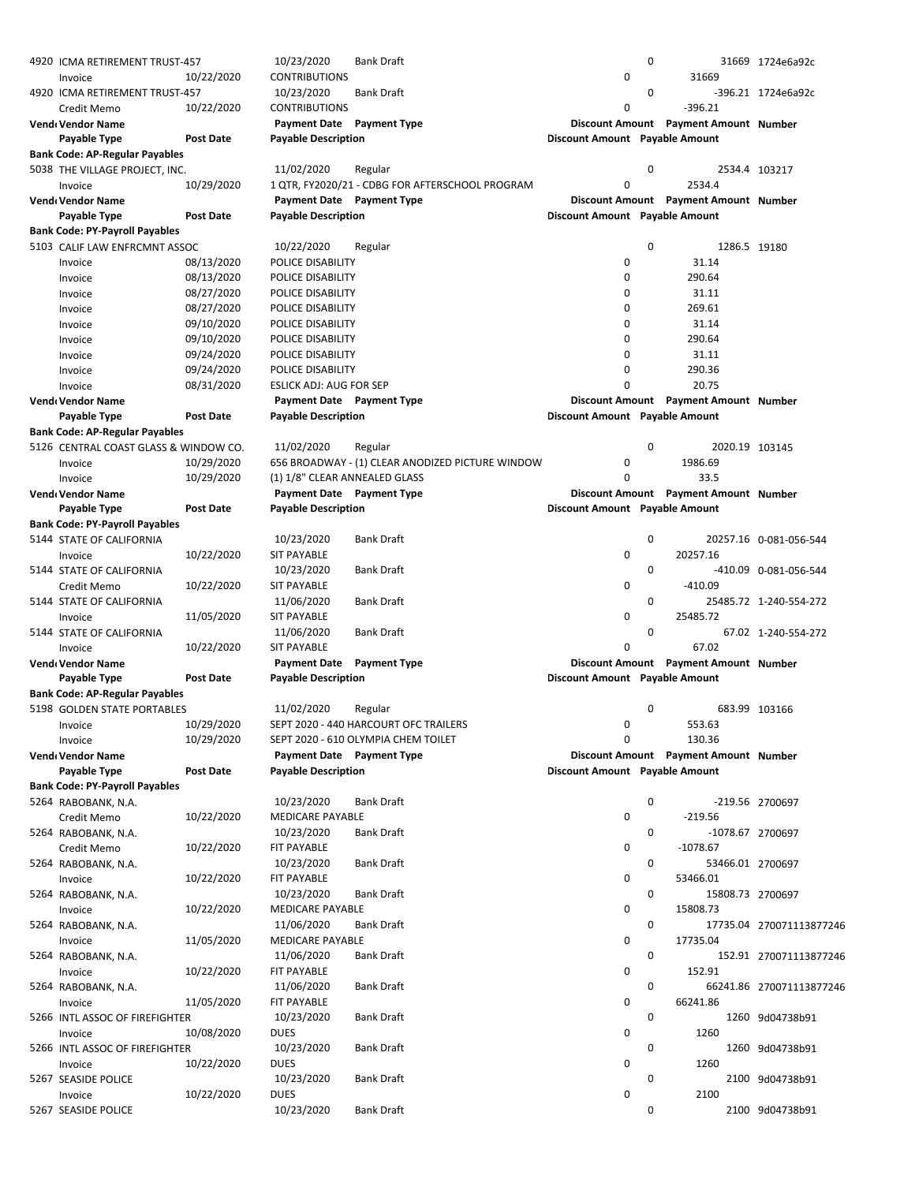| Vendor | Vendor Name | Payment Date | Payment Type | Discount Amount | Payment Amount | Number |
|---|---|---|---|---|---|---|
| | Payable Type | Post Date | Payable Description | Discount Amount | Payable Amount | |
| 4920 | ICMA RETIREMENT TRUST-457 | 10/23/2020 | Bank Draft | 0 | 31669 | 1724e6a92c |
| | Invoice | 10/22/2020 | CONTRIBUTIONS | 0 | 31669 | |
| 4920 | ICMA RETIREMENT TRUST-457 | 10/23/2020 | Bank Draft | 0 | -396.21 | 1724e6a92c |
| | Credit Memo | 10/22/2020 | CONTRIBUTIONS | 0 | -396.21 | |

**Bank Code: AP-Regular Payables**

| Vendor | Vendor Name | Payment Date | Payment Type | Discount Amount | Payment Amount | Number |
|---|---|---|---|---|---|---|
| | Payable Type | Post Date | Payable Description | Discount Amount | Payable Amount | |
| 5038 | THE VILLAGE PROJECT, INC. | 11/02/2020 | Regular | 0 | 2534.4 | 103217 |
| | Invoice | 10/29/2020 | 1 QTR, FY2020/21 - CDBG FOR AFTERSCHOOL PROGRAM | 0 | 2534.4 | |

**Bank Code: PY-Payroll Payables**

| Vendor | Vendor Name | Payment Date | Payment Type | Discount Amount | Payment Amount | Number |
|---|---|---|---|---|---|---|
| | Payable Type | Post Date | Payable Description | Discount Amount | Payable Amount | |
| 5103 | CALIF LAW ENFRCMNT ASSOC | 10/22/2020 | Regular | 0 | 1286.5 | 19180 |
| | Invoice | 08/13/2020 | POLICE DISABILITY | 0 | 31.14 | |
| | Invoice | 08/13/2020 | POLICE DISABILITY | 0 | 290.64 | |
| | Invoice | 08/27/2020 | POLICE DISABILITY | 0 | 31.11 | |
| | Invoice | 08/27/2020 | POLICE DISABILITY | 0 | 269.61 | |
| | Invoice | 09/10/2020 | POLICE DISABILITY | 0 | 31.14 | |
| | Invoice | 09/10/2020 | POLICE DISABILITY | 0 | 290.64 | |
| | Invoice | 09/24/2020 | POLICE DISABILITY | 0 | 31.11 | |
| | Invoice | 09/24/2020 | POLICE DISABILITY | 0 | 290.36 | |
| | Invoice | 08/31/2020 | ESLICK ADJ: AUG FOR SEP | 0 | 20.75 | |

**Bank Code: AP-Regular Payables**

| Vendor | Vendor Name | Payment Date | Payment Type | Discount Amount | Payment Amount | Number |
|---|---|---|---|---|---|---|
| | Payable Type | Post Date | Payable Description | Discount Amount | Payable Amount | |
| 5126 | CENTRAL COAST GLASS & WINDOW CO. | 11/02/2020 | Regular | 0 | 2020.19 | 103145 |
| | Invoice | 10/29/2020 | 656 BROADWAY - (1) CLEAR ANODIZED PICTURE WINDOW | 0 | 1986.69 | |
| | Invoice | 10/29/2020 | (1) 1/8" CLEAR ANNEALED GLASS | 0 | 33.5 | |

**Bank Code: PY-Payroll Payables**

| Vendor | Vendor Name | Payment Date | Payment Type | Discount Amount | Payment Amount | Number |
|---|---|---|---|---|---|---|
| | Payable Type | Post Date | Payable Description | Discount Amount | Payable Amount | |
| 5144 | STATE OF CALIFORNIA | 10/23/2020 | Bank Draft | 0 | 20257.16 | 0-081-056-544 |
| | Invoice | 10/22/2020 | SIT PAYABLE | 0 | 20257.16 | |
| 5144 | STATE OF CALIFORNIA | 10/23/2020 | Bank Draft | 0 | -410.09 | 0-081-056-544 |
| | Credit Memo | 10/22/2020 | SIT PAYABLE | 0 | -410.09 | |
| 5144 | STATE OF CALIFORNIA | 11/06/2020 | Bank Draft | 0 | 25485.72 | 1-240-554-272 |
| | Invoice | 11/05/2020 | SIT PAYABLE | 0 | 25485.72 | |
| 5144 | STATE OF CALIFORNIA | 11/06/2020 | Bank Draft | 0 | 67.02 | 1-240-554-272 |
| | Invoice | 10/22/2020 | SIT PAYABLE | 0 | 67.02 | |

**Bank Code: AP-Regular Payables**

| Vendor | Vendor Name | Payment Date | Payment Type | Discount Amount | Payment Amount | Number |
|---|---|---|---|---|---|---|
| | Payable Type | Post Date | Payable Description | Discount Amount | Payable Amount | |
| 5198 | GOLDEN STATE PORTABLES | 11/02/2020 | Regular | 0 | 683.99 | 103166 |
| | Invoice | 10/29/2020 | SEPT 2020 - 440 HARCOURT OFC TRAILERS | 0 | 553.63 | |
| | Invoice | 10/29/2020 | SEPT 2020 - 610 OLYMPIA CHEM TOILET | 0 | 130.36 | |

**Bank Code: PY-Payroll Payables**

| Vendor | Vendor Name | Payment Date | Payment Type | Discount Amount | Payment Amount | Number |
|---|---|---|---|---|---|---|
| | Payable Type | Post Date | Payable Description | Discount Amount | Payable Amount | |
| 5264 | RABOBANK, N.A. | 10/23/2020 | Bank Draft | 0 | -219.56 | 2700697 |
| | Credit Memo | 10/22/2020 | MEDICARE PAYABLE | 0 | -219.56 | |
| 5264 | RABOBANK, N.A. | 10/23/2020 | Bank Draft | 0 | -1078.67 | 2700697 |
| | Credit Memo | 10/22/2020 | FIT PAYABLE | 0 | -1078.67 | |
| 5264 | RABOBANK, N.A. | 10/23/2020 | Bank Draft | 0 | 53466.01 | 2700697 |
| | Invoice | 10/22/2020 | FIT PAYABLE | 0 | 53466.01 | |
| 5264 | RABOBANK, N.A. | 10/23/2020 | Bank Draft | 0 | 15808.73 | 2700697 |
| | Invoice | 10/22/2020 | MEDICARE PAYABLE | 0 | 15808.73 | |
| 5264 | RABOBANK, N.A. | 11/06/2020 | Bank Draft | 0 | 17735.04 | 270071113877246 |
| | Invoice | 11/05/2020 | MEDICARE PAYABLE | 0 | 17735.04 | |
| 5264 | RABOBANK, N.A. | 11/06/2020 | Bank Draft | 0 | 152.91 | 270071113877246 |
| | Invoice | 10/22/2020 | FIT PAYABLE | 0 | 152.91 | |
| 5264 | RABOBANK, N.A. | 11/06/2020 | Bank Draft | 0 | 66241.86 | 270071113877246 |
| | Invoice | 11/05/2020 | FIT PAYABLE | 0 | 66241.86 | |
| 5266 | INTL ASSOC OF FIREFIGHTER | 10/23/2020 | Bank Draft | 0 | 1260 | 9d04738b91 |
| | Invoice | 10/08/2020 | DUES | 0 | 1260 | |
| 5266 | INTL ASSOC OF FIREFIGHTER | 10/23/2020 | Bank Draft | 0 | 1260 | 9d04738b91 |
| | Invoice | 10/22/2020 | DUES | 0 | 1260 | |
| 5267 | SEASIDE POLICE | 10/23/2020 | Bank Draft | 0 | 2100 | 9d04738b91 |
| | Invoice | 10/22/2020 | DUES | 0 | 2100 | |
| 5267 | SEASIDE POLICE | 10/23/2020 | Bank Draft | 0 | 2100 | 9d04738b91 |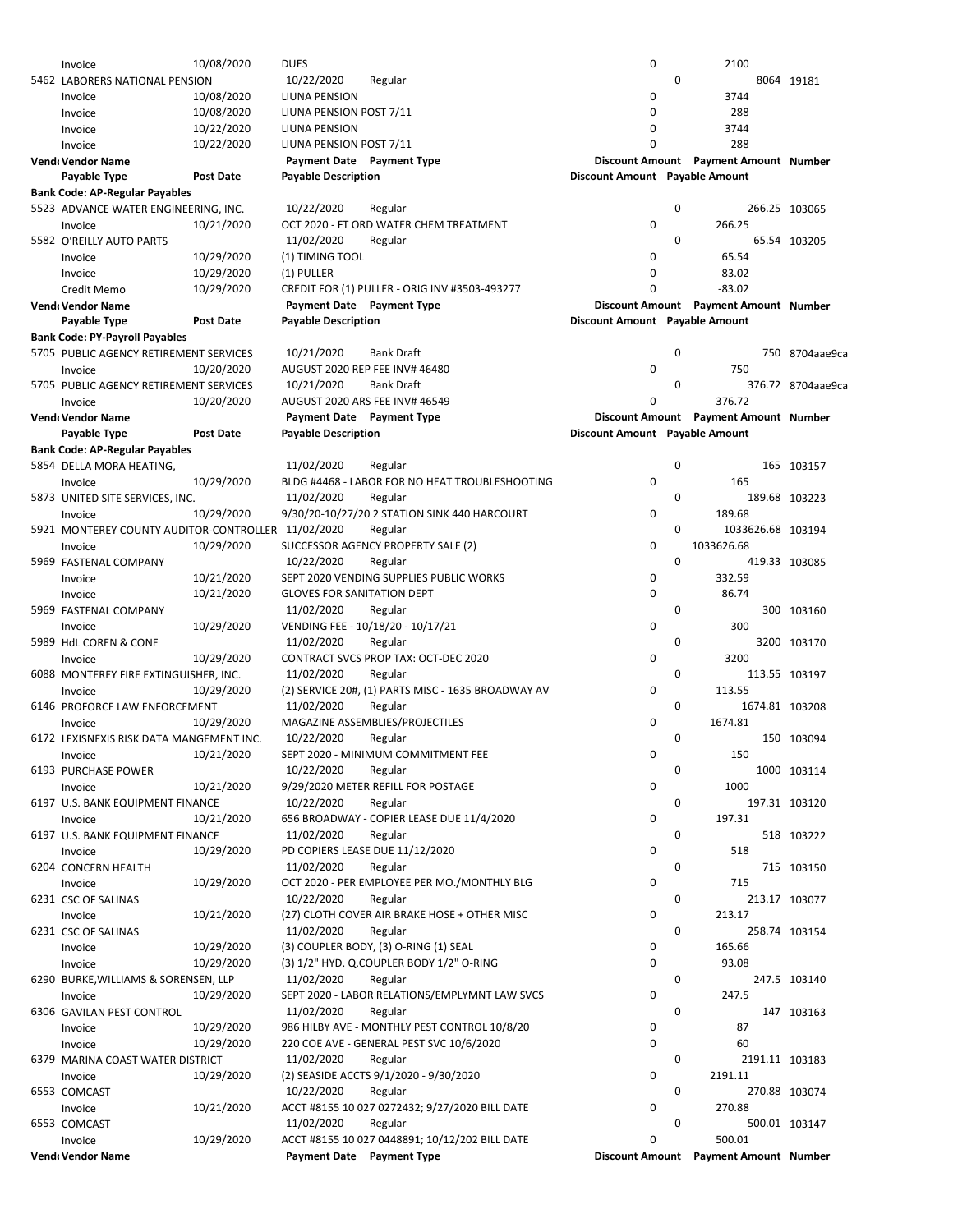| Vendor | Vendor Name | Payment Date | Payment Type | Discount Amount | Payment Amount | Number |
|---|---|---|---|---|---|---|
| | Payable Type | Post Date | Payable Description | Discount Amount | Payable Amount | |
| | Invoice | 10/08/2020 | DUES | 0 | 2100 | |
| 5462 | LABORERS NATIONAL PENSION | 10/22/2020 | Regular | 0 | 8064 | 19181 |
| | Invoice | 10/08/2020 | LIUNA PENSION | 0 | 3744 | |
| | Invoice | 10/08/2020 | LIUNA PENSION POST 7/11 | 0 | 288 | |
| | Invoice | 10/22/2020 | LIUNA PENSION | 0 | 3744 | |
| | Invoice | 10/22/2020 | LIUNA PENSION POST 7/11 | 0 | 288 | |

| Vendor | Vendor Name | Payment Date | Payment Type | Discount Amount | Payment Amount | Number |
|---|---|---|---|---|---|---|
| | Payable Type | Post Date | Payable Description | Discount Amount | Payable Amount | |
| **Bank Code: AP-Regular Payables** | | | | | | |
| 5523 | ADVANCE WATER ENGINEERING, INC. | 10/22/2020 | Regular | 0 | 266.25 | 103065 |
| | Invoice | 10/21/2020 | OCT 2020 - FT ORD WATER CHEM TREATMENT | 0 | 266.25 | |
| 5582 | O'REILLY AUTO PARTS | 11/02/2020 | Regular | 0 | 65.54 | 103205 |
| | Invoice | 10/29/2020 | (1) TIMING TOOL | 0 | 65.54 | |
| | Invoice | 10/29/2020 | (1) PULLER | 0 | 83.02 | |
| | Credit Memo | 10/29/2020 | CREDIT FOR (1) PULLER - ORIG INV #3503-493277 | 0 | -83.02 | |

| Vendor | Vendor Name | Payment Date | Payment Type | Discount Amount | Payment Amount | Number |
|---|---|---|---|---|---|---|
| | Payable Type | Post Date | Payable Description | Discount Amount | Payable Amount | |
| **Bank Code: PY-Payroll Payables** | | | | | | |
| 5705 | PUBLIC AGENCY RETIREMENT SERVICES | 10/21/2020 | Bank Draft | 0 | 750 | 8704aae9ca |
| | Invoice | 10/20/2020 | AUGUST 2020 REP FEE INV# 46480 | 0 | 750 | |
| 5705 | PUBLIC AGENCY RETIREMENT SERVICES | 10/21/2020 | Bank Draft | 0 | 376.72 | 8704aae9ca |
| | Invoice | 10/20/2020 | AUGUST 2020 ARS FEE INV# 46549 | 0 | 376.72 | |

| Vendor | Vendor Name | Payment Date | Payment Type | Discount Amount | Payment Amount | Number |
|---|---|---|---|---|---|---|
| | Payable Type | Post Date | Payable Description | Discount Amount | Payable Amount | |
| **Bank Code: AP-Regular Payables** | | | | | | |
| 5854 | DELLA MORA HEATING, | 11/02/2020 | Regular | 0 | 165 | 103157 |
| | Invoice | 10/29/2020 | BLDG #4468 - LABOR FOR NO HEAT TROUBLESHOOTING | 0 | 165 | |
| 5873 | UNITED SITE SERVICES, INC. | 11/02/2020 | Regular | 0 | 189.68 | 103223 |
| | Invoice | 10/29/2020 | 9/30/20-10/27/20 2 STATION SINK 440 HARCOURT | 0 | 189.68 | |
| 5921 | MONTEREY COUNTY AUDITOR-CONTROLLER | 11/02/2020 | Regular | 0 | 1033626.68 | 103194 |
| | Invoice | 10/29/2020 | SUCCESSOR AGENCY PROPERTY SALE (2) | 0 | 1033626.68 | |
| 5969 | FASTENAL COMPANY | 10/22/2020 | Regular | 0 | 419.33 | 103085 |
| | Invoice | 10/21/2020 | SEPT 2020 VENDING SUPPLIES PUBLIC WORKS | 0 | 332.59 | |
| | Invoice | 10/21/2020 | GLOVES FOR SANITATION DEPT | 0 | 86.74 | |
| 5969 | FASTENAL COMPANY | 11/02/2020 | Regular | 0 | 300 | 103160 |
| | Invoice | 10/29/2020 | VENDING FEE - 10/18/20 - 10/17/21 | 0 | 300 | |
| 5989 | HdL COREN & CONE | 11/02/2020 | Regular | 0 | 3200 | 103170 |
| | Invoice | 10/29/2020 | CONTRACT SVCS PROP TAX: OCT-DEC 2020 | 0 | 3200 | |
| 6088 | MONTEREY FIRE EXTINGUISHER, INC. | 11/02/2020 | Regular | 0 | 113.55 | 103197 |
| | Invoice | 10/29/2020 | (2) SERVICE 20#, (1) PARTS MISC - 1635 BROADWAY AV | 0 | 113.55 | |
| 6146 | PROFORCE LAW ENFORCEMENT | 11/02/2020 | Regular | 0 | 1674.81 | 103208 |
| | Invoice | 10/29/2020 | MAGAZINE ASSEMBLIES/PROJECTILES | 0 | 1674.81 | |
| 6172 | LEXISNEXIS RISK DATA MANGEMENT INC. | 10/22/2020 | Regular | 0 | 150 | 103094 |
| | Invoice | 10/21/2020 | SEPT 2020 - MINIMUM COMMITMENT FEE | 0 | 150 | |
| 6193 | PURCHASE POWER | 10/22/2020 | Regular | 0 | 1000 | 103114 |
| | Invoice | 10/21/2020 | 9/29/2020 METER REFILL FOR POSTAGE | 0 | 1000 | |
| 6197 | U.S. BANK EQUIPMENT FINANCE | 10/22/2020 | Regular | 0 | 197.31 | 103120 |
| | Invoice | 10/21/2020 | 656 BROADWAY - COPIER LEASE DUE 11/4/2020 | 0 | 197.31 | |
| 6197 | U.S. BANK EQUIPMENT FINANCE | 11/02/2020 | Regular | 0 | 518 | 103222 |
| | Invoice | 10/29/2020 | PD COPIERS LEASE DUE 11/12/2020 | 0 | 518 | |
| 6204 | CONCERN HEALTH | 11/02/2020 | Regular | 0 | 715 | 103150 |
| | Invoice | 10/29/2020 | OCT 2020 - PER EMPLOYEE PER MO./MONTHLY BLG | 0 | 715 | |
| 6231 | CSC OF SALINAS | 10/22/2020 | Regular | 0 | 213.17 | 103077 |
| | Invoice | 10/21/2020 | (27) CLOTH COVER AIR BRAKE HOSE + OTHER MISC | 0 | 213.17 | |
| 6231 | CSC OF SALINAS | 11/02/2020 | Regular | 0 | 258.74 | 103154 |
| | Invoice | 10/29/2020 | (3) COUPLER BODY, (3) O-RING (1) SEAL | 0 | 165.66 | |
| | Invoice | 10/29/2020 | (3) 1/2" HYD. Q.COUPLER BODY 1/2" O-RING | 0 | 93.08 | |
| 6290 | BURKE,WILLIAMS & SORENSEN, LLP | 11/02/2020 | Regular | 0 | 247.5 | 103140 |
| | Invoice | 10/29/2020 | SEPT 2020 - LABOR RELATIONS/EMPLYMNT LAW SVCS | 0 | 247.5 | |
| 6306 | GAVILAN PEST CONTROL | 11/02/2020 | Regular | 0 | 147 | 103163 |
| | Invoice | 10/29/2020 | 986 HILBY AVE - MONTHLY PEST CONTROL 10/8/20 | 0 | 87 | |
| | Invoice | 10/29/2020 | 220 COE AVE - GENERAL PEST SVC 10/6/2020 | 0 | 60 | |
| 6379 | MARINA COAST WATER DISTRICT | 11/02/2020 | Regular | 0 | 2191.11 | 103183 |
| | Invoice | 10/29/2020 | (2) SEASIDE ACCTS 9/1/2020 - 9/30/2020 | 0 | 2191.11 | |
| 6553 | COMCAST | 10/22/2020 | Regular | 0 | 270.88 | 103074 |
| | Invoice | 10/21/2020 | ACCT #8155 10 027 0272432; 9/27/2020 BILL DATE | 0 | 270.88 | |
| 6553 | COMCAST | 11/02/2020 | Regular | 0 | 500.01 | 103147 |
| | Invoice | 10/29/2020 | ACCT #8155 10 027 0448891; 10/12/202 BILL DATE | 0 | 500.01 | |

| Vendor | Vendor Name | Payment Date | Payment Type | Discount Amount | Payment Amount | Number |
|---|---|---|---|---|---|---|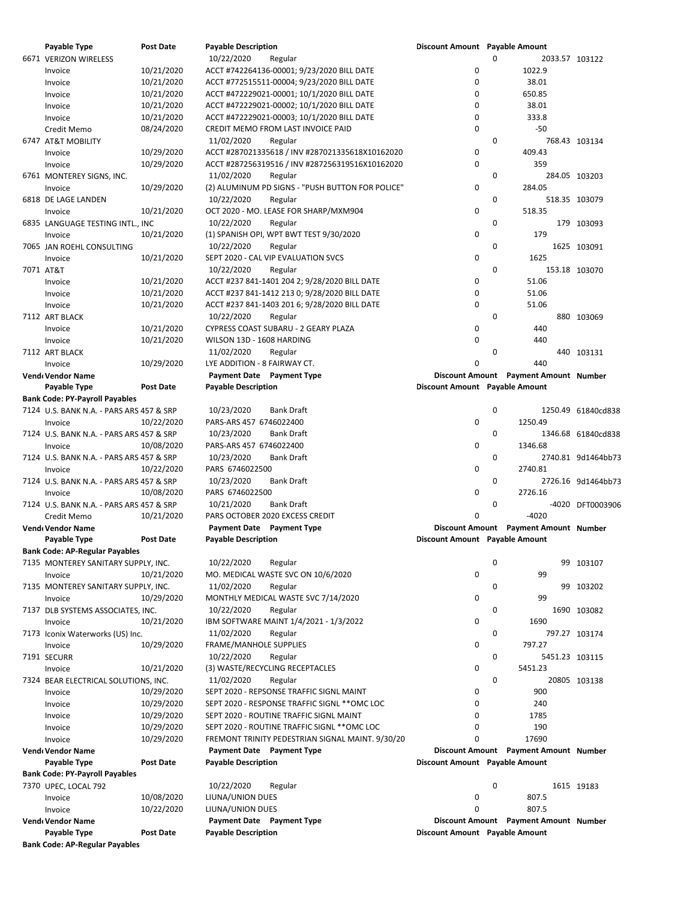| Payable Type | Post Date | Payable Description | | Discount Amount | Payable Amount | |
|---|---|---|---|---|---|---|
| 6671 VERIZON WIRELESS | | 10/22/2020 | Regular | 0 | 2033.57 | 103122 |
| Invoice | 10/21/2020 | ACCT #742264136-00001; 9/23/2020 BILL DATE | | 0 | 1022.9 | |
| Invoice | 10/21/2020 | ACCT #772515511-00004; 9/23/2020 BILL DATE | | 0 | 38.01 | |
| Invoice | 10/21/2020 | ACCT #472229021-00001; 10/1/2020 BILL DATE | | 0 | 650.85 | |
| Invoice | 10/21/2020 | ACCT #472229021-00002; 10/1/2020 BILL DATE | | 0 | 38.01 | |
| Invoice | 10/21/2020 | ACCT #472229021-00003; 10/1/2020 BILL DATE | | 0 | 333.8 | |
| Credit Memo | 08/24/2020 | CREDIT MEMO FROM LAST INVOICE PAID | | 0 | -50 | |
| 6747 AT&T MOBILITY | | 11/02/2020 | Regular | 0 | 768.43 | 103134 |
| Invoice | 10/29/2020 | ACCT #287021335618 / INV #287021335618X10162020 | | 0 | 409.43 | |
| Invoice | 10/29/2020 | ACCT #287256319516 / INV #287256319516X10162020 | | 0 | 359 | |
| 6761 MONTEREY SIGNS, INC. | | 11/02/2020 | Regular | 0 | 284.05 | 103203 |
| Invoice | 10/29/2020 | (2) ALUMINUM PD SIGNS - "PUSH BUTTON FOR POLICE" | | 0 | 284.05 | |
| 6818 DE LAGE LANDEN | | 10/22/2020 | Regular | 0 | 518.35 | 103079 |
| Invoice | 10/21/2020 | OCT 2020 - MO. LEASE FOR SHARP/MXM904 | | 0 | 518.35 | |
| 6835 LANGUAGE TESTING INTL., INC | | 10/22/2020 | Regular | 0 | 179 | 103093 |
| Invoice | 10/21/2020 | (1) SPANISH OPI, WPT BWT TEST 9/30/2020 | | 0 | 179 | |
| 7065 JAN ROEHL CONSULTING | | 10/22/2020 | Regular | 0 | 1625 | 103091 |
| Invoice | 10/21/2020 | SEPT 2020 - CAL VIP EVALUATION SVCS | | 0 | 1625 | |
| 7071 AT&T | | 10/22/2020 | Regular | 0 | 153.18 | 103070 |
| Invoice | 10/21/2020 | ACCT #237 841-1401 204 2; 9/28/2020 BILL DATE | | 0 | 51.06 | |
| Invoice | 10/21/2020 | ACCT #237 841-1412 213 0; 9/28/2020 BILL DATE | | 0 | 51.06 | |
| Invoice | 10/21/2020 | ACCT #237 841-1403 201 6; 9/28/2020 BILL DATE | | 0 | 51.06 | |
| 7112 ART BLACK | | 10/22/2020 | Regular | 0 | 880 | 103069 |
| Invoice | 10/21/2020 | CYPRESS COAST SUBARU - 2 GEARY PLAZA | | 0 | 440 | |
| Invoice | 10/21/2020 | WILSON 13D - 1608 HARDING | | 0 | 440 | |
| 7112 ART BLACK | | 11/02/2020 | Regular | 0 | 440 | 103131 |
| Invoice | 10/29/2020 | LYE ADDITION - 8 FAIRWAY CT. | | 0 | 440 | |
| **Vendor Vendor Name** | | **Payment Date** | **Payment Type** | **Discount Amount** | **Payment Amount** | **Number** |
| **Payable Type** | **Post Date** | **Payable Description** | | **Discount Amount** | **Payable Amount** | |
| **Bank Code: PY-Payroll Payables** | | | | | | |
| 7124 U.S. BANK N.A. - PARS ARS 457 & SRP | | 10/23/2020 | Bank Draft | 0 | 1250.49 | 61840cd838 |
| Invoice | 10/22/2020 | PARS-ARS 457 6746022400 | | 0 | 1250.49 | |
| 7124 U.S. BANK N.A. - PARS ARS 457 & SRP | | 10/23/2020 | Bank Draft | 0 | 1346.68 | 61840cd838 |
| Invoice | 10/08/2020 | PARS-ARS 457 6746022400 | | 0 | 1346.68 | |
| 7124 U.S. BANK N.A. - PARS ARS 457 & SRP | | 10/23/2020 | Bank Draft | 0 | 2740.81 | 9d1464bb73 |
| Invoice | 10/22/2020 | PARS 6746022500 | | 0 | 2740.81 | |
| 7124 U.S. BANK N.A. - PARS ARS 457 & SRP | | 10/23/2020 | Bank Draft | 0 | 2726.16 | 9d1464bb73 |
| Invoice | 10/08/2020 | PARS 6746022500 | | 0 | 2726.16 | |
| 7124 U.S. BANK N.A. - PARS ARS 457 & SRP | | 10/21/2020 | Bank Draft | 0 | -4020 | DFT0003906 |
| Credit Memo | 10/21/2020 | PARS OCTOBER 2020 EXCESS CREDIT | | 0 | -4020 | |
| **Vendor Vendor Name** | | **Payment Date** | **Payment Type** | **Discount Amount** | **Payment Amount** | **Number** |
| **Payable Type** | **Post Date** | **Payable Description** | | **Discount Amount** | **Payable Amount** | |
| **Bank Code: AP-Regular Payables** | | | | | | |
| 7135 MONTEREY SANITARY SUPPLY, INC. | | 10/22/2020 | Regular | 0 | 99 | 103107 |
| Invoice | 10/21/2020 | MO. MEDICAL WASTE SVC ON 10/6/2020 | | 0 | 99 | |
| 7135 MONTEREY SANITARY SUPPLY, INC. | | 11/02/2020 | Regular | 0 | 99 | 103202 |
| Invoice | 10/29/2020 | MONTHLY MEDICAL WASTE SVC 7/14/2020 | | 0 | 99 | |
| 7137 DLB SYSTEMS ASSOCIATES, INC. | | 10/22/2020 | Regular | 0 | 1690 | 103082 |
| Invoice | 10/21/2020 | IBM SOFTWARE MAINT 1/4/2021 - 1/3/2022 | | 0 | 1690 | |
| 7173 Iconix Waterworks (US) Inc. | | 11/02/2020 | Regular | 0 | 797.27 | 103174 |
| Invoice | 10/29/2020 | FRAME/MANHOLE SUPPLIES | | 0 | 797.27 | |
| 7191 SECURR | | 10/22/2020 | Regular | 0 | 5451.23 | 103115 |
| Invoice | 10/21/2020 | (3) WASTE/RECYCLING RECEPTACLES | | 0 | 5451.23 | |
| 7324 BEAR ELECTRICAL SOLUTIONS, INC. | | 11/02/2020 | Regular | 0 | 20805 | 103138 |
| Invoice | 10/29/2020 | SEPT 2020 - REPSONSE TRAFFIC SIGNL MAINT | | 0 | 900 | |
| Invoice | 10/29/2020 | SEPT 2020 - RESPONSE TRAFFIC SIGNL **OMC LOC | | 0 | 240 | |
| Invoice | 10/29/2020 | SEPT 2020 - ROUTINE TRAFFIC SIGNL MAINT | | 0 | 1785 | |
| Invoice | 10/29/2020 | SEPT 2020 - ROUTINE TRAFFIC SIGNL **OMC LOC | | 0 | 190 | |
| Invoice | 10/29/2020 | FREMONT TRINITY PEDESTRIAN SIGNAL MAINT. 9/30/20 | | 0 | 17690 | |
| **Vendor Vendor Name** | | **Payment Date** | **Payment Type** | **Discount Amount** | **Payment Amount** | **Number** |
| **Payable Type** | **Post Date** | **Payable Description** | | **Discount Amount** | **Payable Amount** | |
| **Bank Code: PY-Payroll Payables** | | | | | | |
| 7370 UPEC, LOCAL 792 | | 10/22/2020 | Regular | 0 | 1615 | 19183 |
| Invoice | 10/08/2020 | LIUNA/UNION DUES | | 0 | 807.5 | |
| Invoice | 10/22/2020 | LIUNA/UNION DUES | | 0 | 807.5 | |
| **Vendor Vendor Name** | | **Payment Date** | **Payment Type** | **Discount Amount** | **Payment Amount** | **Number** |
| **Payable Type** | **Post Date** | **Payable Description** | | **Discount Amount** | **Payable Amount** | |
| **Bank Code: AP-Regular Payables** | | | | | | |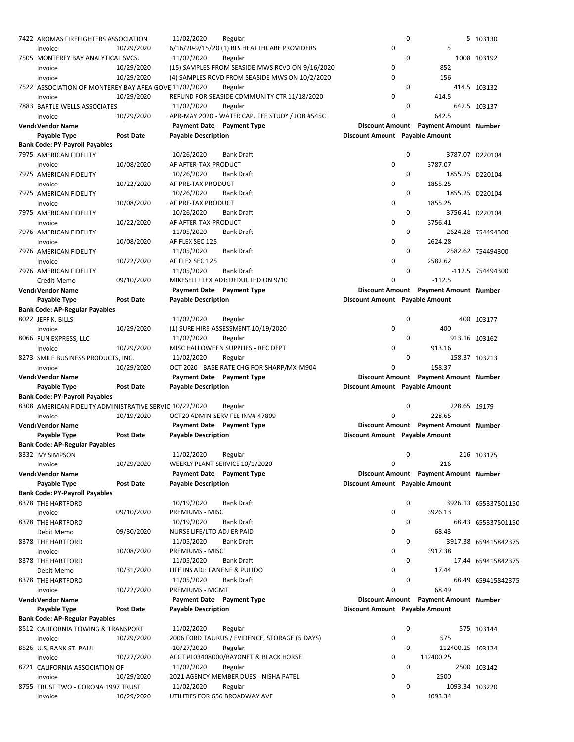| Vendor Vendor Name | | Payment Date | Payment Type | Discount Amount | Payment Amount | Number |
|---|---|---|---|---|---|---|
| Payable Type | Post Date | Payable Description | | Discount Amount | Payable Amount | |
| 7422 AROMAS FIREFIGHTERS ASSOCIATION | | 11/02/2020 | Regular | 0 | 5 | 103130 |
| Invoice | 10/29/2020 | 6/16/20-9/15/20 (1) BLS HEALTHCARE PROVIDERS | | 0 | 5 | |
| 7505 MONTEREY BAY ANALYTICAL SVCS. | | 11/02/2020 | Regular | 0 | 1008 | 103192 |
| Invoice | 10/29/2020 | (15) SAMPLES FROM SEASIDE MWS RCVD ON 9/16/2020 | | 0 | 852 | |
| Invoice | 10/29/2020 | (4) SAMPLES RCVD FROM SEASIDE MWS ON 10/2/2020 | | 0 | 156 | |
| 7522 ASSOCIATION OF MONTEREY BAY AREA GOVE | | 11/02/2020 | Regular | 0 | 414.5 | 103132 |
| Invoice | 10/29/2020 | REFUND FOR SEASIDE COMMUNITY CTR 11/18/2020 | | 0 | 414.5 | |
| 7883 BARTLE WELLS ASSOCIATES | | 11/02/2020 | Regular | 0 | 642.5 | 103137 |
| Invoice | 10/29/2020 | APR-MAY 2020 - WATER CAP. FEE STUDY / JOB #545C | | 0 | 642.5 | |

| Vendor Vendor Name | | Payment Date | Payment Type | Discount Amount | Payment Amount | Number |
|---|---|---|---|---|---|---|
| Payable Type | Post Date | Payable Description | | Discount Amount | Payable Amount | |
| **Bank Code: PY-Payroll Payables** | | | | | | |
| 7975 AMERICAN FIDELITY | | 10/26/2020 | Bank Draft | 0 | 3787.07 | D220104 |
| Invoice | 10/08/2020 | AF AFTER-TAX PRODUCT | | 0 | 3787.07 | |
| 7975 AMERICAN FIDELITY | | 10/26/2020 | Bank Draft | 0 | 1855.25 | D220104 |
| Invoice | 10/22/2020 | AF PRE-TAX PRODUCT | | 0 | 1855.25 | |
| 7975 AMERICAN FIDELITY | | 10/26/2020 | Bank Draft | 0 | 1855.25 | D220104 |
| Invoice | 10/08/2020 | AF PRE-TAX PRODUCT | | 0 | 1855.25 | |
| 7975 AMERICAN FIDELITY | | 10/26/2020 | Bank Draft | 0 | 3756.41 | D220104 |
| Invoice | 10/22/2020 | AF AFTER-TAX PRODUCT | | 0 | 3756.41 | |
| 7976 AMERICAN FIDELITY | | 11/05/2020 | Bank Draft | 0 | 2624.28 | 754494300 |
| Invoice | 10/08/2020 | AF FLEX SEC 125 | | 0 | 2624.28 | |
| 7976 AMERICAN FIDELITY | | 11/05/2020 | Bank Draft | 0 | 2582.62 | 754494300 |
| Invoice | 10/22/2020 | AF FLEX SEC 125 | | 0 | 2582.62 | |
| 7976 AMERICAN FIDELITY | | 11/05/2020 | Bank Draft | 0 | -112.5 | 754494300 |
| Credit Memo | 09/10/2020 | MIKESELL FLEX ADJ: DEDUCTED ON 9/10 | | 0 | -112.5 | |

| Vendor Vendor Name | | Payment Date | Payment Type | Discount Amount | Payment Amount | Number |
|---|---|---|---|---|---|---|
| Payable Type | Post Date | Payable Description | | Discount Amount | Payable Amount | |
| **Bank Code: AP-Regular Payables** | | | | | | |
| 8022 JEFF K. BILLS | | 11/02/2020 | Regular | 0 | 400 | 103177 |
| Invoice | 10/29/2020 | (1) SURE HIRE ASSESSMENT 10/19/2020 | | 0 | 400 | |
| 8066 FUN EXPRESS, LLC | | 11/02/2020 | Regular | 0 | 913.16 | 103162 |
| Invoice | 10/29/2020 | MISC HALLOWEEN SUPPLIES - REC DEPT | | 0 | 913.16 | |
| 8273 SMILE BUSINESS PRODUCTS, INC. | | 11/02/2020 | Regular | 0 | 158.37 | 103213 |
| Invoice | 10/29/2020 | OCT 2020 - BASE RATE CHG FOR SHARP/MX-M904 | | 0 | 158.37 | |

| Vendor Vendor Name | | Payment Date | Payment Type | Discount Amount | Payment Amount | Number |
|---|---|---|---|---|---|---|
| Payable Type | Post Date | Payable Description | | Discount Amount | Payable Amount | |
| **Bank Code: PY-Payroll Payables** | | | | | | |
| 8308 AMERICAN FIDELITY ADMINISTRATIVE SERVIC | | 10/22/2020 | Regular | 0 | 228.65 | 19179 |
| Invoice | 10/19/2020 | OCT20 ADMIN SERV FEE INV# 47809 | | 0 | 228.65 | |

| Vendor Vendor Name | | Payment Date | Payment Type | Discount Amount | Payment Amount | Number |
|---|---|---|---|---|---|---|
| Payable Type | Post Date | Payable Description | | Discount Amount | Payable Amount | |
| **Bank Code: AP-Regular Payables** | | | | | | |
| 8332 IVY SIMPSON | | 11/02/2020 | Regular | 0 | 216 | 103175 |
| Invoice | 10/29/2020 | WEEKLY PLANT SERVICE 10/1/2020 | | 0 | 216 | |

| Vendor Vendor Name | | Payment Date | Payment Type | Discount Amount | Payment Amount | Number |
|---|---|---|---|---|---|---|
| Payable Type | Post Date | Payable Description | | Discount Amount | Payable Amount | |
| **Bank Code: PY-Payroll Payables** | | | | | | |
| 8378 THE HARTFORD | | 10/19/2020 | Bank Draft | 0 | 3926.13 | 655337501150 |
| Invoice | 09/10/2020 | PREMIUMS - MISC | | 0 | 3926.13 | |
| 8378 THE HARTFORD | | 10/19/2020 | Bank Draft | 0 | 68.43 | 655337501150 |
| Debit Memo | 09/30/2020 | NURSE LIFE/LTD ADJ ER PAID | | 0 | 68.43 | |
| 8378 THE HARTFORD | | 11/05/2020 | Bank Draft | 0 | 3917.38 | 659415842375 |
| Invoice | 10/08/2020 | PREMIUMS - MISC | | 0 | 3917.38 | |
| 8378 THE HARTFORD | | 11/05/2020 | Bank Draft | 0 | 17.44 | 659415842375 |
| Debit Memo | 10/31/2020 | LIFE INS ADJ: FANENE & PULIDO | | 0 | 17.44 | |
| 8378 THE HARTFORD | | 11/05/2020 | Bank Draft | 0 | 68.49 | 659415842375 |
| Invoice | 10/22/2020 | PREMIUMS - MGMT | | 0 | 68.49 | |

| Vendor Vendor Name | | Payment Date | Payment Type | Discount Amount | Payment Amount | Number |
|---|---|---|---|---|---|---|
| Payable Type | Post Date | Payable Description | | Discount Amount | Payable Amount | |
| **Bank Code: AP-Regular Payables** | | | | | | |
| 8512 CALIFORNIA TOWING & TRANSPORT | | 11/02/2020 | Regular | 0 | 575 | 103144 |
| Invoice | 10/29/2020 | 2006 FORD TAURUS / EVIDENCE, STORAGE (5 DAYS) | | 0 | 575 | |
| 8526 U.S. BANK ST. PAUL | | 10/27/2020 | Regular | 0 | 112400.25 | 103124 |
| Invoice | 10/27/2020 | ACCT #103408000/BAYONET & BLACK HORSE | | 0 | 112400.25 | |
| 8721 CALIFORNIA ASSOCIATION OF | | 11/02/2020 | Regular | 0 | 2500 | 103142 |
| Invoice | 10/29/2020 | 2021 AGENCY MEMBER DUES - NISHA PATEL | | 0 | 2500 | |
| 8755 TRUST TWO - CORONA 1997 TRUST | | 11/02/2020 | Regular | 0 | 1093.34 | 103220 |
| Invoice | 10/29/2020 | UTILITIES FOR 656 BROADWAY AVE | | 0 | 1093.34 | |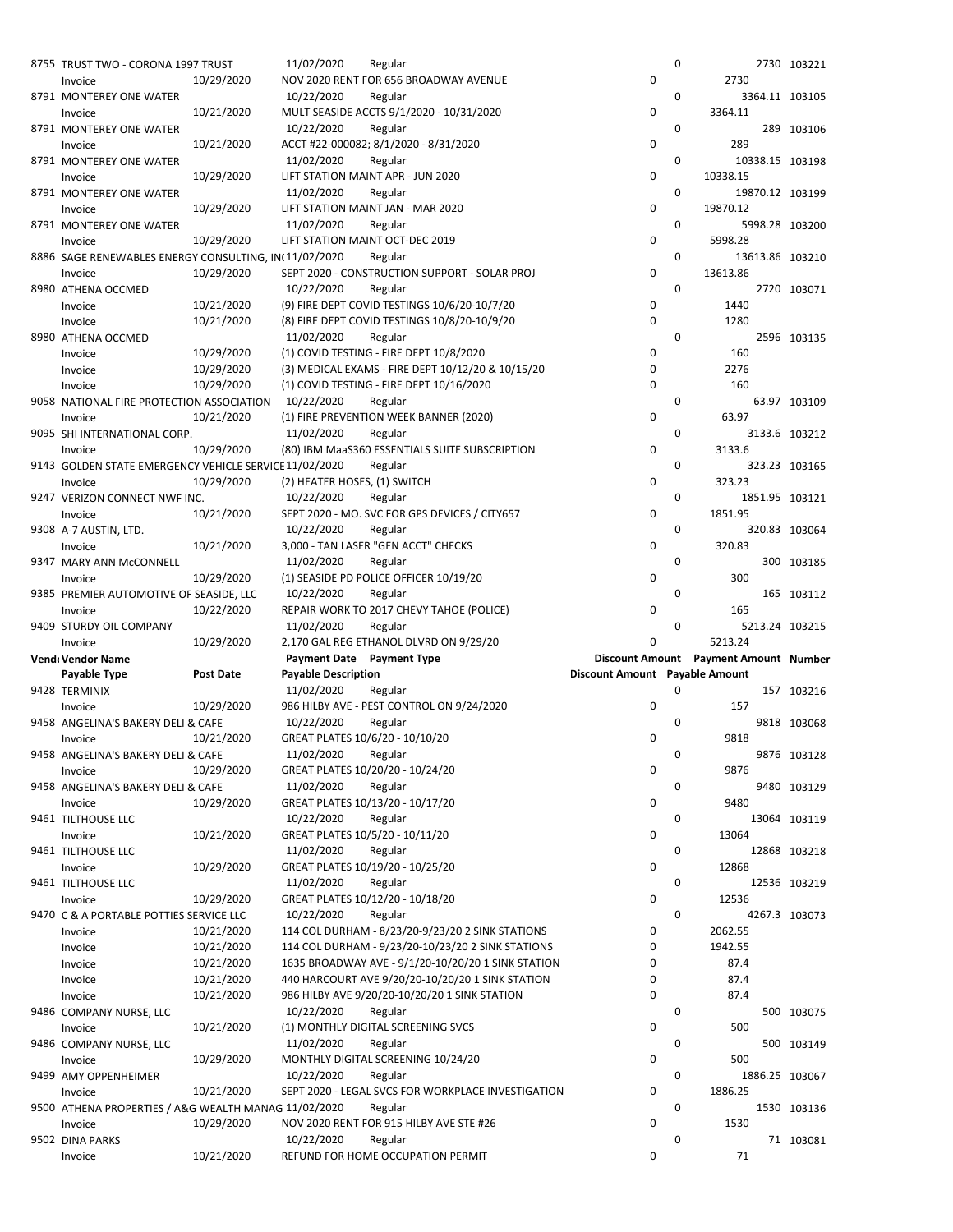| Vendor Vendor Name | | Payment Date Payment Type | | Discount Amount | Payment Amount | Number |
|---|---|---|---|---|---|---|
| Payable Type | Post Date | Payable Description | | Discount Amount | Payable Amount | |
| 8755 TRUST TWO - CORONA 1997 TRUST | | 11/02/2020 | Regular | 0 | 2730 | 103221 |
| Invoice | 10/29/2020 | NOV 2020 RENT FOR 656 BROADWAY AVENUE | | 0 | 2730 | |
| 8791 MONTEREY ONE WATER | | 10/22/2020 | Regular | 0 | 3364.11 | 103105 |
| Invoice | 10/21/2020 | MULT SEASIDE ACCTS 9/1/2020 - 10/31/2020 | | 0 | 3364.11 | |
| 8791 MONTEREY ONE WATER | | 10/22/2020 | Regular | 0 | 289 | 103106 |
| Invoice | 10/21/2020 | ACCT #22-000082; 8/1/2020 - 8/31/2020 | | 0 | 289 | |
| 8791 MONTEREY ONE WATER | | 11/02/2020 | Regular | 0 | 10338.15 | 103198 |
| Invoice | 10/29/2020 | LIFT STATION MAINT APR - JUN 2020 | | 0 | 10338.15 | |
| 8791 MONTEREY ONE WATER | | 11/02/2020 | Regular | 0 | 19870.12 | 103199 |
| Invoice | 10/29/2020 | LIFT STATION MAINT JAN - MAR 2020 | | 0 | 19870.12 | |
| 8791 MONTEREY ONE WATER | | 11/02/2020 | Regular | 0 | 5998.28 | 103200 |
| Invoice | 10/29/2020 | LIFT STATION MAINT OCT-DEC 2019 | | 0 | 5998.28 | |
| 8886 SAGE RENEWABLES ENERGY CONSULTING, IN( | | 11/02/2020 | Regular | 0 | 13613.86 | 103210 |
| Invoice | 10/29/2020 | SEPT 2020 - CONSTRUCTION SUPPORT - SOLAR PROJ | | 0 | 13613.86 | |
| 8980 ATHENA OCCMED | | 10/22/2020 | Regular | 0 | 2720 | 103071 |
| Invoice | 10/21/2020 | (9) FIRE DEPT COVID TESTINGS 10/6/20-10/7/20 | | 0 | 1440 | |
| Invoice | 10/21/2020 | (8) FIRE DEPT COVID TESTINGS 10/8/20-10/9/20 | | 0 | 1280 | |
| 8980 ATHENA OCCMED | | 11/02/2020 | Regular | 0 | 2596 | 103135 |
| Invoice | 10/29/2020 | (1) COVID TESTING - FIRE DEPT 10/8/2020 | | 0 | 160 | |
| Invoice | 10/29/2020 | (3) MEDICAL EXAMS - FIRE DEPT 10/12/20 & 10/15/20 | | 0 | 2276 | |
| Invoice | 10/29/2020 | (1) COVID TESTING - FIRE DEPT 10/16/2020 | | 0 | 160 | |
| 9058 NATIONAL FIRE PROTECTION ASSOCIATION | | 10/22/2020 | Regular | 0 | 63.97 | 103109 |
| Invoice | 10/21/2020 | (1) FIRE PREVENTION WEEK BANNER (2020) | | 0 | 63.97 | |
| 9095 SHI INTERNATIONAL CORP. | | 11/02/2020 | Regular | 0 | 3133.6 | 103212 |
| Invoice | 10/29/2020 | (80) IBM MaaS360 ESSENTIALS SUITE SUBSCRIPTION | | 0 | 3133.6 | |
| 9143 GOLDEN STATE EMERGENCY VEHICLE SERVICE | | 11/02/2020 | Regular | 0 | 323.23 | 103165 |
| Invoice | 10/29/2020 | (2) HEATER HOSES, (1) SWITCH | | 0 | 323.23 | |
| 9247 VERIZON CONNECT NWF INC. | | 10/22/2020 | Regular | 0 | 1851.95 | 103121 |
| Invoice | 10/21/2020 | SEPT 2020 - MO. SVC FOR GPS DEVICES / CITY657 | | 0 | 1851.95 | |
| 9308 A-7 AUSTIN, LTD. | | 10/22/2020 | Regular | 0 | 320.83 | 103064 |
| Invoice | 10/21/2020 | 3,000 - TAN LASER "GEN ACCT" CHECKS | | 0 | 320.83 | |
| 9347 MARY ANN McCONNELL | | 11/02/2020 | Regular | 0 | 300 | 103185 |
| Invoice | 10/29/2020 | (1) SEASIDE PD POLICE OFFICER 10/19/20 | | 0 | 300 | |
| 9385 PREMIER AUTOMOTIVE OF SEASIDE, LLC | | 10/22/2020 | Regular | 0 | 165 | 103112 |
| Invoice | 10/22/2020 | REPAIR WORK TO 2017 CHEVY TAHOE (POLICE) | | 0 | 165 | |
| 9409 STURDY OIL COMPANY | | 11/02/2020 | Regular | 0 | 5213.24 | 103215 |
| Invoice | 10/29/2020 | 2,170 GAL REG ETHANOL DLVRD ON 9/29/20 | | 0 | 5213.24 | |
| **Vend Vendor Name** | | **Payment Date** | **Payment Type** | **Discount Amount** | **Payment Amount** | **Number** |
| **Payable Type** | **Post Date** | **Payable Description** | | **Discount Amount** | **Payable Amount** | |
| 9428 TERMINIX | | 11/02/2020 | Regular | 0 | 157 | 103216 |
| Invoice | 10/29/2020 | 986 HILBY AVE - PEST CONTROL ON 9/24/2020 | | 0 | 157 | |
| 9458 ANGELINA'S BAKERY DELI & CAFE | | 10/22/2020 | Regular | 0 | 9818 | 103068 |
| Invoice | 10/21/2020 | GREAT PLATES 10/6/20 - 10/10/20 | | 0 | 9818 | |
| 9458 ANGELINA'S BAKERY DELI & CAFE | | 11/02/2020 | Regular | 0 | 9876 | 103128 |
| Invoice | 10/29/2020 | GREAT PLATES 10/20/20 - 10/24/20 | | 0 | 9876 | |
| 9458 ANGELINA'S BAKERY DELI & CAFE | | 11/02/2020 | Regular | 0 | 9480 | 103129 |
| Invoice | 10/29/2020 | GREAT PLATES 10/13/20 - 10/17/20 | | 0 | 9480 | |
| 9461 TILTHOUSE LLC | | 10/22/2020 | Regular | 0 | 13064 | 103119 |
| Invoice | 10/21/2020 | GREAT PLATES 10/5/20 - 10/11/20 | | 0 | 13064 | |
| 9461 TILTHOUSE LLC | | 11/02/2020 | Regular | 0 | 12868 | 103218 |
| Invoice | 10/29/2020 | GREAT PLATES 10/19/20 - 10/25/20 | | 0 | 12868 | |
| 9461 TILTHOUSE LLC | | 11/02/2020 | Regular | 0 | 12536 | 103219 |
| Invoice | 10/29/2020 | GREAT PLATES 10/12/20 - 10/18/20 | | 0 | 12536 | |
| 9470 C & A PORTABLE POTTIES SERVICE LLC | | 10/22/2020 | Regular | 0 | 4267.3 | 103073 |
| Invoice | 10/21/2020 | 114 COL DURHAM - 8/23/20-9/23/20 2 SINK STATIONS | | 0 | 2062.55 | |
| Invoice | 10/21/2020 | 114 COL DURHAM - 9/23/20-10/23/20 2 SINK STATIONS | | 0 | 1942.55 | |
| Invoice | 10/21/2020 | 1635 BROADWAY AVE - 9/1/20-10/20/20 1 SINK STATION | | 0 | 87.4 | |
| Invoice | 10/21/2020 | 440 HARCOURT AVE 9/20/20-10/20/20 1 SINK STATION | | 0 | 87.4 | |
| Invoice | 10/21/2020 | 986 HILBY AVE 9/20/20-10/20/20 1 SINK STATION | | 0 | 87.4 | |
| 9486 COMPANY NURSE, LLC | | 10/22/2020 | Regular | 0 | 500 | 103075 |
| Invoice | 10/21/2020 | (1) MONTHLY DIGITAL SCREENING SVCS | | 0 | 500 | |
| 9486 COMPANY NURSE, LLC | | 11/02/2020 | Regular | 0 | 500 | 103149 |
| Invoice | 10/29/2020 | MONTHLY DIGITAL SCREENING 10/24/20 | | 0 | 500 | |
| 9499 AMY OPPENHEIMER | | 10/22/2020 | Regular | 0 | 1886.25 | 103067 |
| Invoice | 10/21/2020 | SEPT 2020 - LEGAL SVCS FOR WORKPLACE INVESTIGATION | | 0 | 1886.25 | |
| 9500 ATHENA PROPERTIES / A&G WEALTH MANAG | | 11/02/2020 | Regular | 0 | 1530 | 103136 |
| Invoice | 10/29/2020 | NOV 2020 RENT FOR 915 HILBY AVE STE #26 | | 0 | 1530 | |
| 9502 DINA PARKS | | 10/22/2020 | Regular | 0 | 71 | 103081 |
| Invoice | 10/21/2020 | REFUND FOR HOME OCCUPATION PERMIT | | 0 | 71 | |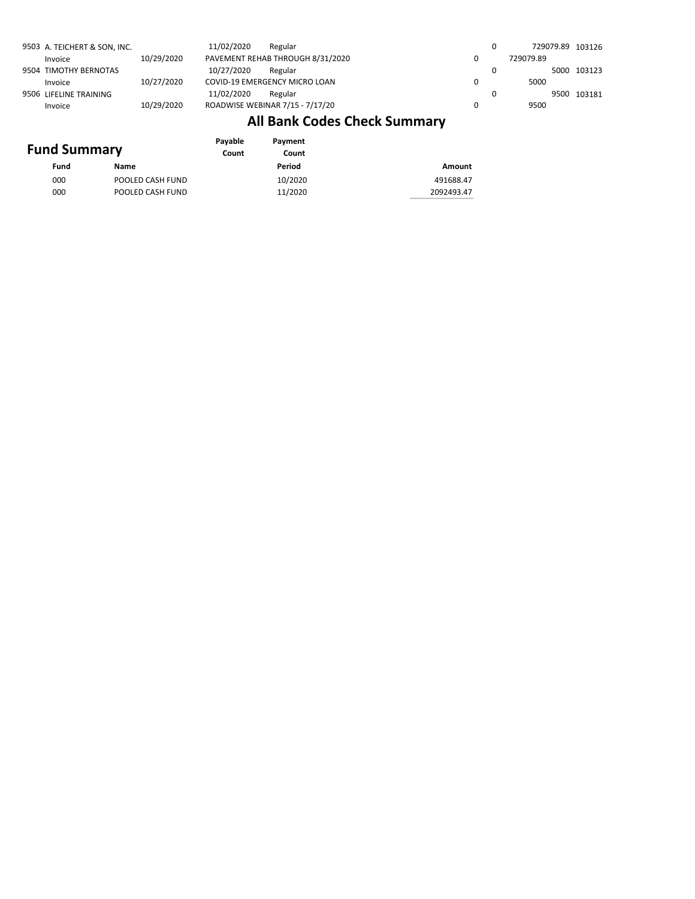| | | | | | | | |
|---|---|---|---|---|---|---|---|
| 9503 | A. TEICHERT & SON, INC. | | 11/02/2020 | Regular | | 0 | 729079.89 | 103126 |
| | Invoice | 10/29/2020 | PAVEMENT REHAB THROUGH 8/31/2020 | | 0 | 729079.89 | | |
| 9504 | TIMOTHY BERNOTAS | | 10/27/2020 | Regular | | 0 | 5000 | 103123 |
| | Invoice | 10/27/2020 | COVID-19 EMERGENCY MICRO LOAN | | 0 | 5000 | | |
| 9506 | LIFELINE TRAINING | | 11/02/2020 | Regular | | 0 | 9500 | 103181 |
| | Invoice | 10/29/2020 | ROADWISE WEBINAR 7/15 - 7/17/20 | | 0 | 9500 | | |

## All Bank Codes Check Summary

## Fund Summary

| Fund | Name | Payable Count | Payment Count / Period | Amount |
|---|---|---|---|---|
| 000 | POOLED CASH FUND | | 10/2020 | 491688.47 |
| 000 | POOLED CASH FUND | | 11/2020 | 2092493.47 |